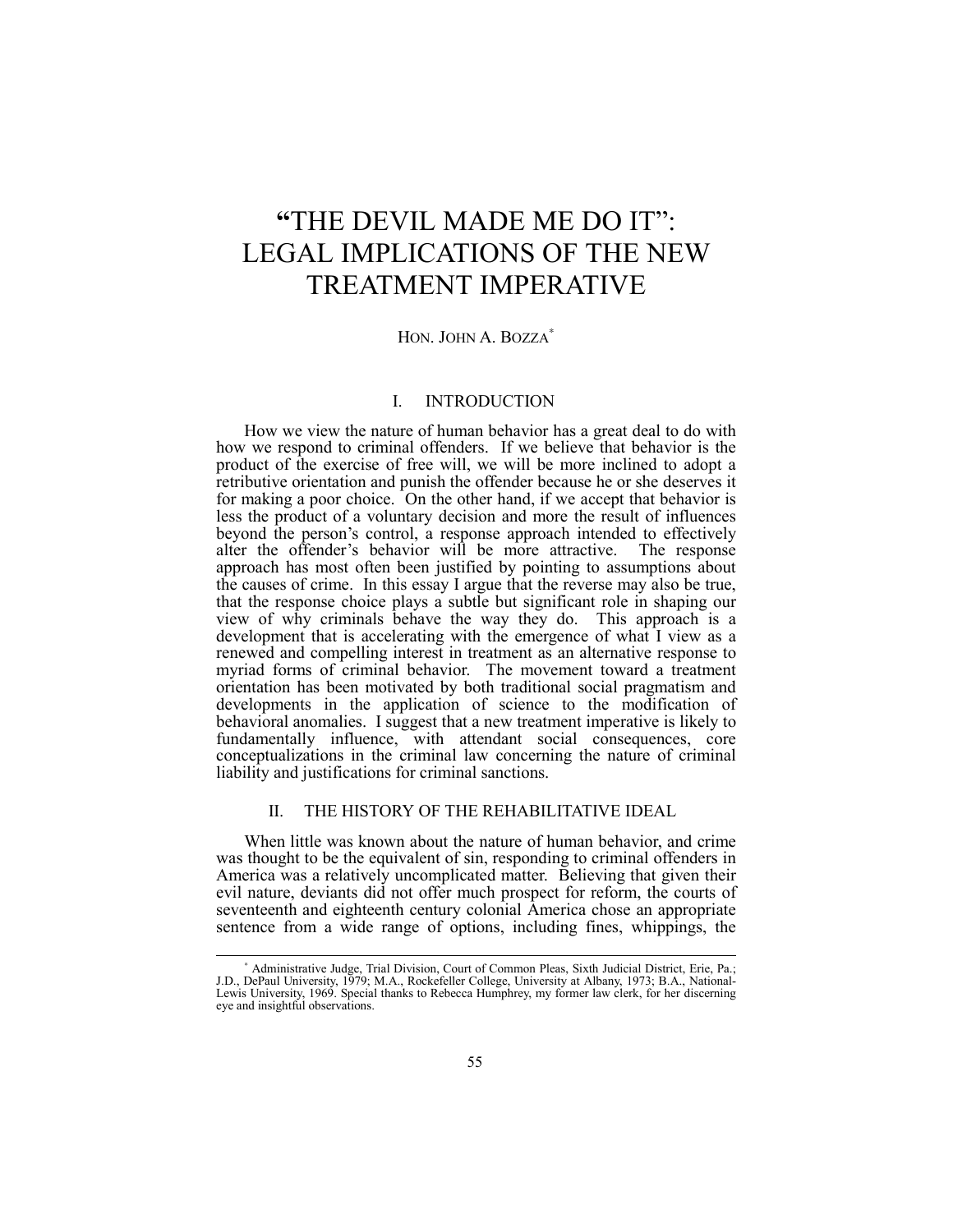# "THE DEVIL MADE ME DO IT": LEGAL IMPLICATIONS OF THE NEW TREATMENT IMPERATIVE

HON. JOHN A. BOZZA[*]

## I. INTRODUCTION

How we view the nature of human behavior has a great deal to do with how we respond to criminal offenders. If we believe that behavior is the product of the exercise of free will, we will be more inclined to adopt a retributive orientation and punish the offender because he or she deserves it for making a poor choice. On the other hand, if we accept that behavior is less the product of a voluntary decision and more the result of influences beyond the person's control, a response approach intended to effectively alter the offender's behavior will be more attractive. The response approach has most often been justified by pointing to assumptions about the causes of crime. In this essay I argue that the reverse may also be true, that the response choice plays a subtle but significant role in shaping our view of why criminals behave the way they do. This approach is a development that is accelerating with the emergence of what I view as a renewed and compelling interest in treatment as an alternative response to myriad forms of criminal behavior. The movement toward a treatment orientation has been motivated by both traditional social pragmatism and developments in the application of science to the modification of behavioral anomalies. I suggest that a new treatment imperative is likely to fundamentally influence, with attendant social consequences, core conceptualizations in the criminal law concerning the nature of criminal liability and justifications for criminal sanctions.

## II. THE HISTORY OF THE REHABILITATIVE IDEAL

When little was known about the nature of human behavior, and crime was thought to be the equivalent of sin, responding to criminal offenders in America was a relatively uncomplicated matter. Believing that given their evil nature, deviants did not offer much prospect for reform, the courts of seventeenth and eighteenth century colonial America chose an appropriate sentence from a wide range of options, including fines, whippings, the

---

[*] Administrative Judge, Trial Division, Court of Common Pleas, Sixth Judicial District, Erie, Pa.; J.D., DePaul University, 1979; M.A., Rockefeller College, University at Albany, 1973; B.A., National-Lewis University, 1969. Special thanks to Rebecca Humphrey, my former law clerk, for her discerning eye and insightful observations.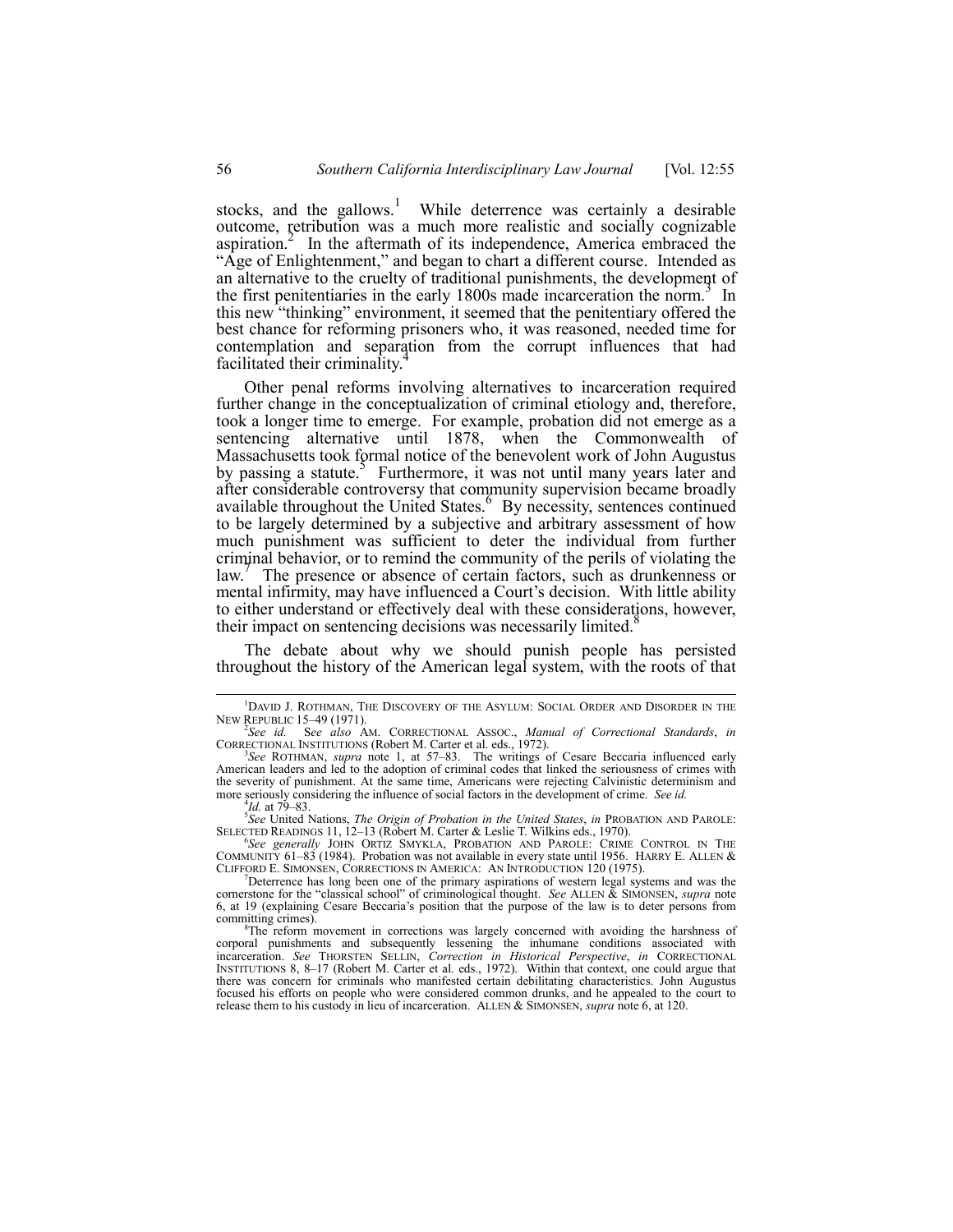stocks, and the gallows.[1] While deterrence was certainly a desirable outcome, retribution was a much more realistic and socially cognizable aspiration.[2] In the aftermath of its independence, America embraced the "Age of Enlightenment," and began to chart a different course. Intended as an alternative to the cruelty of traditional punishments, the development of the first penitentiaries in the early 1800s made incarceration the norm.[3] In this new "thinking" environment, it seemed that the penitentiary offered the best chance for reforming prisoners who, it was reasoned, needed time for contemplation and separation from the corrupt influences that had facilitated their criminality.[4]

Other penal reforms involving alternatives to incarceration required further change in the conceptualization of criminal etiology and, therefore, took a longer time to emerge. For example, probation did not emerge as a sentencing alternative until 1878, when the Commonwealth of Massachusetts took formal notice of the benevolent work of John Augustus by passing a statute.[5] Furthermore, it was not until many years later and after considerable controversy that community supervision became broadly available throughout the United States.[6] By necessity, sentences continued to be largely determined by a subjective and arbitrary assessment of how much punishment was sufficient to deter the individual from further criminal behavior, or to remind the community of the perils of violating the law.[7] The presence or absence of certain factors, such as drunkenness or mental infirmity, may have influenced a Court's decision. With little ability to either understand or effectively deal with these considerations, however, their impact on sentencing decisions was necessarily limited.[8]

The debate about why we should punish people has persisted throughout the history of the American legal system, with the roots of that

---

[1] DAVID J. ROTHMAN, THE DISCOVERY OF THE ASYLUM: SOCIAL ORDER AND DISORDER IN THE NEW REPUBLIC 15–49 (1971).

[2] *See id.* S*ee also* AM. CORRECTIONAL ASSOC., *Manual of Correctional Standards*, *in* CORRECTIONAL INSTITUTIONS (Robert M. Carter et al. eds., 1972).

[3] *See* ROTHMAN, *supra* note 1, at 57–83. The writings of Cesare Beccaria influenced early American leaders and led to the adoption of criminal codes that linked the seriousness of crimes with the severity of punishment. At the same time, Americans were rejecting Calvinistic determinism and more seriously considering the influence of social factors in the development of crime. *See id.*

[4] *Id.* at 79–83.

[5] *See* United Nations, *The Origin of Probation in the United States*, *in* PROBATION AND PAROLE: SELECTED READINGS 11, 12–13 (Robert M. Carter & Leslie T. Wilkins eds., 1970).

[6] *See generally* JOHN ORTIZ SMYKLA, PROBATION AND PAROLE: CRIME CONTROL IN THE COMMUNITY 61–83 (1984). Probation was not available in every state until 1956. HARRY E. ALLEN & CLIFFORD E. SIMONSEN, CORRECTIONS IN AMERICA: AN INTRODUCTION 120 (1975).

[7] Deterrence has long been one of the primary aspirations of western legal systems and was the cornerstone for the "classical school" of criminological thought. *See* ALLEN & SIMONSEN, *supra* note 6, at 19 (explaining Cesare Beccaria's position that the purpose of the law is to deter persons from committing crimes).

[8] The reform movement in corrections was largely concerned with avoiding the harshness of corporal punishments and subsequently lessening the inhumane conditions associated with incarceration. *See* THORSTEN SELLIN, *Correction in Historical Perspective*, *in* CORRECTIONAL INSTITUTIONS 8, 8–17 (Robert M. Carter et al. eds., 1972). Within that context, one could argue that there was concern for criminals who manifested certain debilitating characteristics. John Augustus focused his efforts on people who were considered common drunks, and he appealed to the court to release them to his custody in lieu of incarceration. ALLEN & SIMONSEN, *supra* note 6, at 120.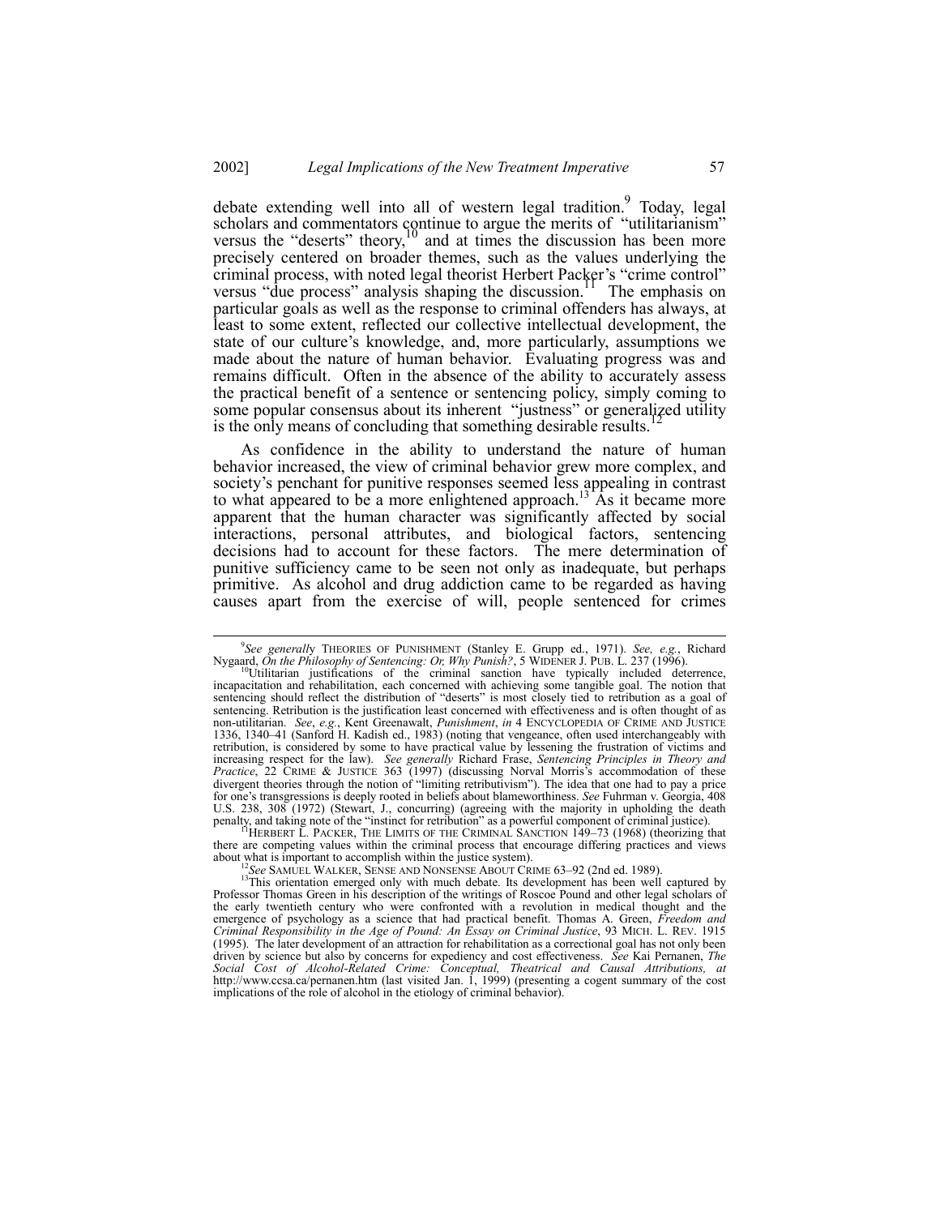debate extending well into all of western legal tradition.[9] Today, legal scholars and commentators continue to argue the merits of "utilitarianism" versus the "deserts" theory,[10] and at times the discussion has been more precisely centered on broader themes, such as the values underlying the criminal process, with noted legal theorist Herbert Packer's "crime control" versus "due process" analysis shaping the discussion.[11] The emphasis on particular goals as well as the response to criminal offenders has always, at least to some extent, reflected our collective intellectual development, the state of our culture's knowledge, and, more particularly, assumptions we made about the nature of human behavior. Evaluating progress was and remains difficult. Often in the absence of the ability to accurately assess the practical benefit of a sentence or sentencing policy, simply coming to some popular consensus about its inherent "justness" or generalized utility is the only means of concluding that something desirable results.[12]

As confidence in the ability to understand the nature of human behavior increased, the view of criminal behavior grew more complex, and society's penchant for punitive responses seemed less appealing in contrast to what appeared to be a more enlightened approach.[13] As it became more apparent that the human character was significantly affected by social interactions, personal attributes, and biological factors, sentencing decisions had to account for these factors. The mere determination of punitive sufficiency came to be seen not only as inadequate, but perhaps primitive. As alcohol and drug addiction came to be regarded as having causes apart from the exercise of will, people sentenced for crimes

---

[9] *See generally* THEORIES OF PUNISHMENT (Stanley E. Grupp ed., 1971). *See, e.g.*, Richard Nygaard, *On the Philosophy of Sentencing: Or, Why Punish?*, 5 WIDENER J. PUB. L. 237 (1996).

[10] Utilitarian justifications of the criminal sanction have typically included deterrence, incapacitation and rehabilitation, each concerned with achieving some tangible goal. The notion that sentencing should reflect the distribution of "deserts" is most closely tied to retribution as a goal of sentencing. Retribution is the justification least concerned with effectiveness and is often thought of as non-utilitarian. *See*, *e.g.*, Kent Greenawalt, *Punishment*, *in* 4 ENCYCLOPEDIA OF CRIME AND JUSTICE 1336, 1340–41 (Sanford H. Kadish ed., 1983) (noting that vengeance, often used interchangeably with retribution, is considered by some to have practical value by lessening the frustration of victims and increasing respect for the law). *See generally* Richard Frase, *Sentencing Principles in Theory and Practice*, 22 CRIME & JUSTICE 363 (1997) (discussing Norval Morris's accommodation of these divergent theories through the notion of "limiting retributivism"). The idea that one had to pay a price for one's transgressions is deeply rooted in beliefs about blameworthiness. *See* Fuhrman v. Georgia, 408 U.S. 238, 308 (1972) (Stewart, J., concurring) (agreeing with the majority in upholding the death penalty, and taking note of the "instinct for retribution" as a powerful component of criminal justice).

[11] HERBERT L. PACKER, THE LIMITS OF THE CRIMINAL SANCTION 149–73 (1968) (theorizing that there are competing values within the criminal process that encourage differing practices and views about what is important to accomplish within the justice system).

[12] *See* SAMUEL WALKER, SENSE AND NONSENSE ABOUT CRIME 63–92 (2nd ed. 1989).

[13] This orientation emerged only with much debate. Its development has been well captured by Professor Thomas Green in his description of the writings of Roscoe Pound and other legal scholars of the early twentieth century who were confronted with a revolution in medical thought and the emergence of psychology as a science that had practical benefit. Thomas A. Green, *Freedom and Criminal Responsibility in the Age of Pound: An Essay on Criminal Justice*, 93 MICH. L. REV. 1915 (1995). The later development of an attraction for rehabilitation as a correctional goal has not only been driven by science but also by concerns for expediency and cost effectiveness. *See* Kai Pernanen, *The Social Cost of Alcohol-Related Crime: Conceptual, Theatrical and Causal Attributions*, *at* http://www.ccsa.ca/pernanen.htm (last visited Jan. 1, 1999) (presenting a cogent summary of the cost implications of the role of alcohol in the etiology of criminal behavior).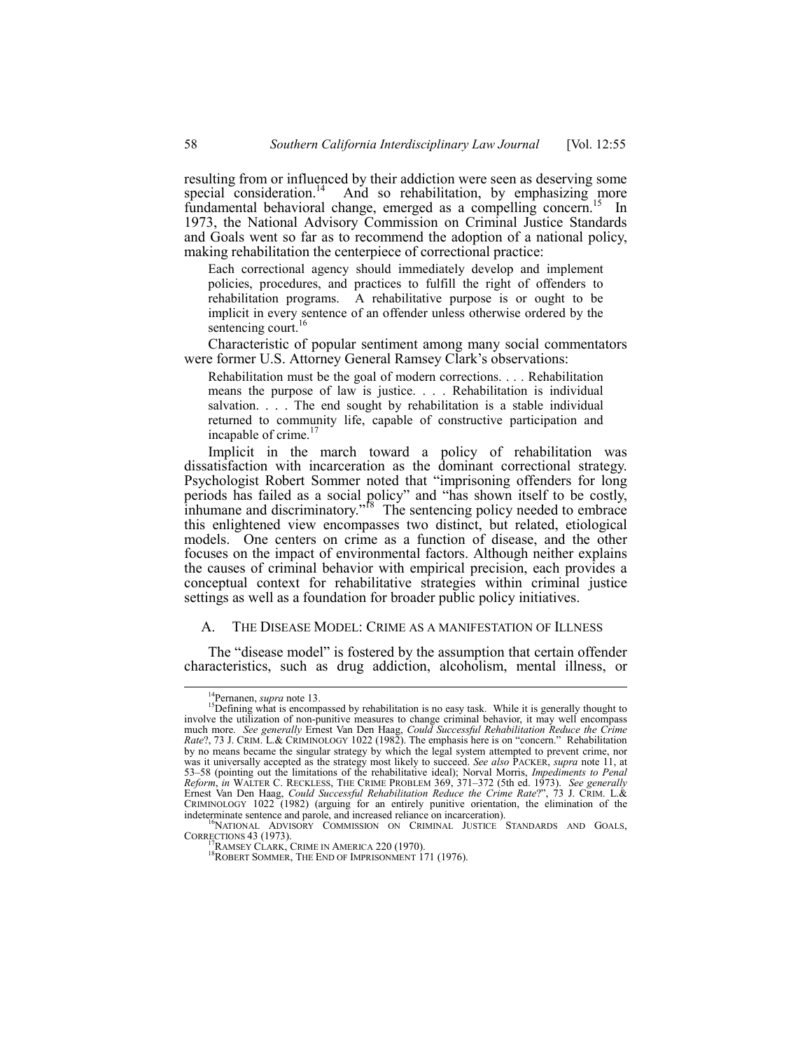resulting from or influenced by their addiction were seen as deserving some special consideration.[14] And so rehabilitation, by emphasizing more fundamental behavioral change, emerged as a compelling concern.[15] In 1973, the National Advisory Commission on Criminal Justice Standards and Goals went so far as to recommend the adoption of a national policy, making rehabilitation the centerpiece of correctional practice:

> Each correctional agency should immediately develop and implement policies, procedures, and practices to fulfill the right of offenders to rehabilitation programs. A rehabilitative purpose is or ought to be implicit in every sentence of an offender unless otherwise ordered by the sentencing court.[16]

Characteristic of popular sentiment among many social commentators were former U.S. Attorney General Ramsey Clark's observations:

> Rehabilitation must be the goal of modern corrections. . . . Rehabilitation means the purpose of law is justice. . . . Rehabilitation is individual salvation. . . . The end sought by rehabilitation is a stable individual returned to community life, capable of constructive participation and incapable of crime.[17]

Implicit in the march toward a policy of rehabilitation was dissatisfaction with incarceration as the dominant correctional strategy. Psychologist Robert Sommer noted that "imprisoning offenders for long periods has failed as a social policy" and "has shown itself to be costly, inhumane and discriminatory."[18] The sentencing policy needed to embrace this enlightened view encompasses two distinct, but related, etiological models. One centers on crime as a function of disease, and the other focuses on the impact of environmental factors. Although neither explains the causes of criminal behavior with empirical precision, each provides a conceptual context for rehabilitative strategies within criminal justice settings as well as a foundation for broader public policy initiatives.

### A. The Disease Model: Crime as a Manifestation of Illness

The "disease model" is fostered by the assumption that certain offender characteristics, such as drug addiction, alcoholism, mental illness, or

---

[14] Pernanen, *supra* note 13.

[15] Defining what is encompassed by rehabilitation is no easy task. While it is generally thought to involve the utilization of non-punitive measures to change criminal behavior, it may well encompass much more. *See generally* Ernest Van Den Haag, *Could Successful Rehabilitation Reduce the Crime Rate*?, 73 J. CRIM. L.& CRIMINOLOGY 1022 (1982). The emphasis here is on "concern." Rehabilitation by no means became the singular strategy by which the legal system attempted to prevent crime, nor was it universally accepted as the strategy most likely to succeed. *See also* PACKER, *supra* note 11, at 53–58 (pointing out the limitations of the rehabilitative ideal); Norval Morris, *Impediments to Penal Reform*, *in* WALTER C. RECKLESS, THE CRIME PROBLEM 369, 371–372 (5th ed. 1973). *See generally* Ernest Van Den Haag, *Could Successful Rehabilitation Reduce the Crime Rate*?", 73 J. CRIM. L.& CRIMINOLOGY 1022 (1982) (arguing for an entirely punitive orientation, the elimination of the indeterminate sentence and parole, and increased reliance on incarceration).

[16] NATIONAL ADVISORY COMMISSION ON CRIMINAL JUSTICE STANDARDS AND GOALS, CORRECTIONS 43 (1973).

[17] RAMSEY CLARK, CRIME IN AMERICA 220 (1970).

[18] ROBERT SOMMER, THE END OF IMPRISONMENT 171 (1976).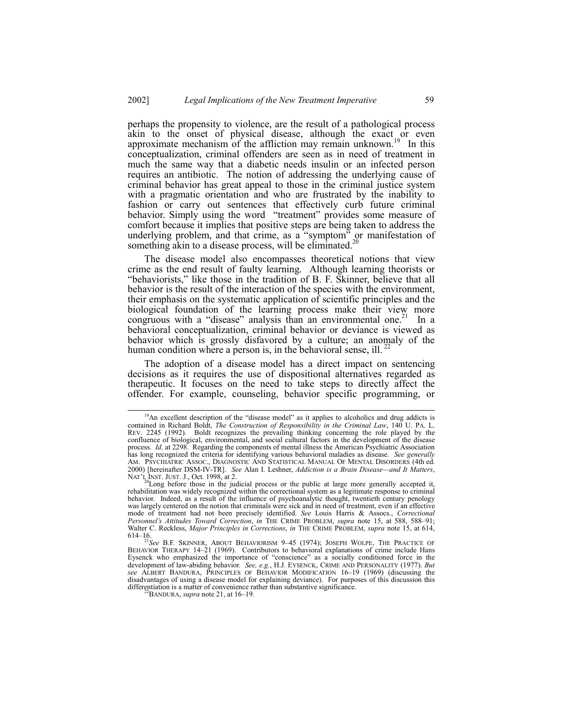perhaps the propensity to violence, are the result of a pathological process akin to the onset of physical disease, although the exact or even approximate mechanism of the affliction may remain unknown.[19] In this conceptualization, criminal offenders are seen as in need of treatment in much the same way that a diabetic needs insulin or an infected person requires an antibiotic. The notion of addressing the underlying cause of criminal behavior has great appeal to those in the criminal justice system with a pragmatic orientation and who are frustrated by the inability to fashion or carry out sentences that effectively curb future criminal behavior. Simply using the word "treatment" provides some measure of comfort because it implies that positive steps are being taken to address the underlying problem, and that crime, as a "symptom" or manifestation of something akin to a disease process, will be eliminated.[20]

The disease model also encompasses theoretical notions that view crime as the end result of faulty learning. Although learning theorists or "behaviorists," like those in the tradition of B. F. Skinner, believe that all behavior is the result of the interaction of the species with the environment, their emphasis on the systematic application of scientific principles and the biological foundation of the learning process make their view more congruous with a "disease" analysis than an environmental one.[21] In a behavioral conceptualization, criminal behavior or deviance is viewed as behavior which is grossly disfavored by a culture; an anomaly of the human condition where a person is, in the behavioral sense, ill.[22]

The adoption of a disease model has a direct impact on sentencing decisions as it requires the use of dispositional alternatives regarded as therapeutic. It focuses on the need to take steps to directly affect the offender. For example, counseling, behavior specific programming, or

---

[19] An excellent description of the "disease model" as it applies to alcoholics and drug addicts is contained in Richard Boldt, *The Construction of Responsibility in the Criminal Law*, 140 U. PA. L. REV. 2245 (1992). Boldt recognizes the prevailing thinking concerning the role played by the confluence of biological, environmental, and social cultural factors in the development of the disease process. *Id*. at 2298. Regarding the components of mental illness the American Psychiatric Association has long recognized the criteria for identifying various behavioral maladies as disease. *See generally* AM. PSYCHIATRIC ASSOC., DIAGNOSTIC AND STATISTICAL MANUAL OF MENTAL DISORDERS (4th ed. 2000) [hereinafter DSM-IV-TR]. *See* Alan I. Leshner, *Addiction is a Brain Disease—and It Matters*, NAT'L INST. JUST. J., Oct. 1998, at 2.

[20] Long before those in the judicial process or the public at large more generally accepted it, rehabilitation was widely recognized within the correctional system as a legitimate response to criminal behavior. Indeed, as a result of the influence of psychoanalytic thought, twentieth century penology was largely centered on the notion that criminals were sick and in need of treatment, even if an effective mode of treatment had not been precisely identified. *See* Louis Harris & Assocs., *Correctional Personnel's Attitudes Toward Correction*, *in* THE CRIME PROBLEM, *supra* note 15, at 588, 588–91; Walter C. Reckless, *Major Principles in Corrections*, *in* THE CRIME PROBLEM, *supra* note 15, at 614, 614–16.

[21] *See* B.F. SKINNER, ABOUT BEHAVIORISM 9–45 (1974); JOSEPH WOLPE, THE PRACTICE OF BEHAVIOR THERAPY 14–21 (1969). Contributors to behavioral explanations of crime include Hans Eysenck who emphasized the importance of "conscience" as a socially conditioned force in the development of law-abiding behavior. *See, e.g.*, H.J. EYSENCK, CRIME AND PERSONALITY (1977). *But see* ALBERT BANDURA, PRINCIPLES OF BEHAVIOR MODIFICATION 16–19 (1969) (discussing the disadvantages of using a disease model for explaining deviance). For purposes of this discussion this differentiation is a matter of convenience rather than substantive significance.

[22] BANDURA, *supra* note 21, at 16–19.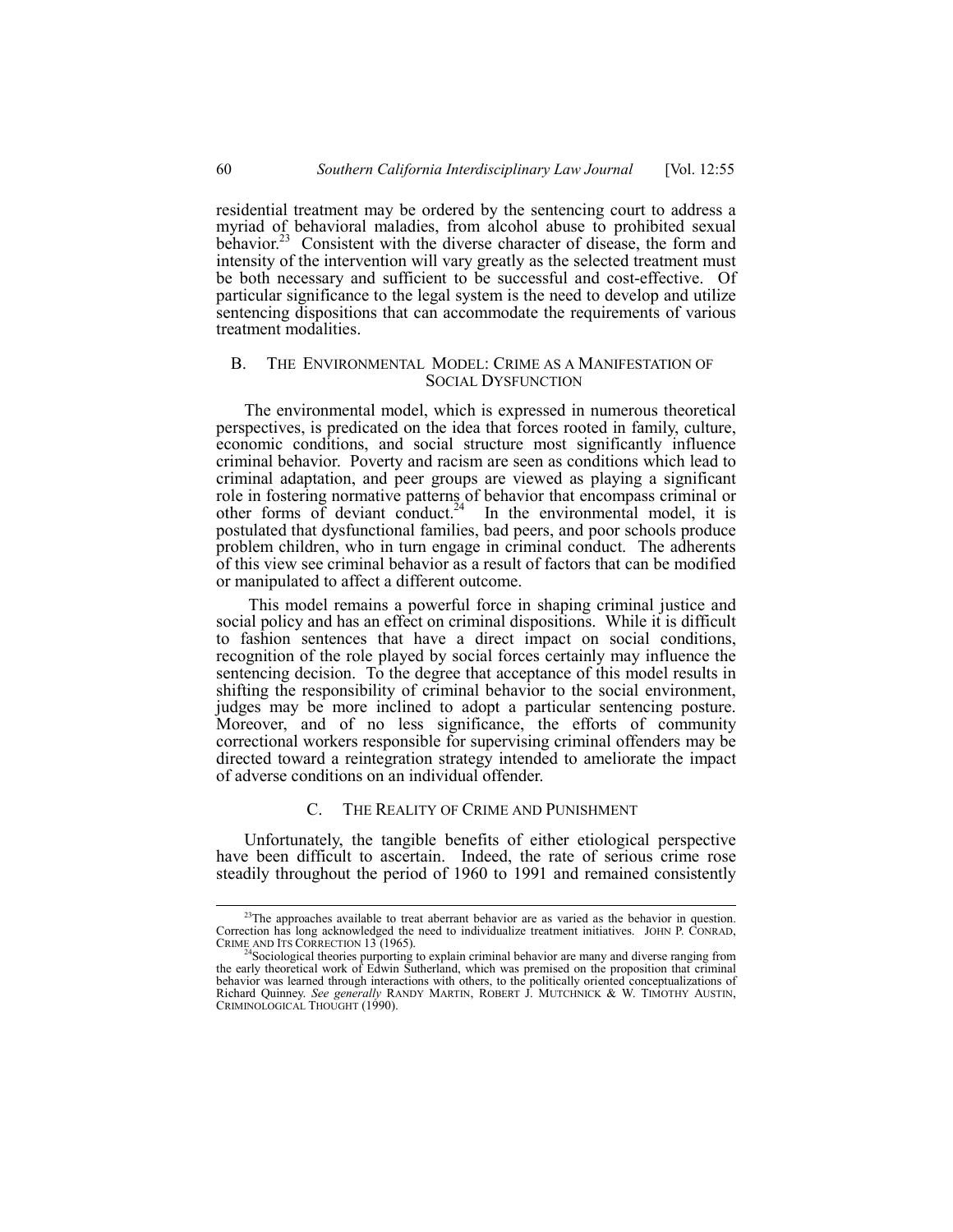residential treatment may be ordered by the sentencing court to address a myriad of behavioral maladies, from alcohol abuse to prohibited sexual behavior.[23] Consistent with the diverse character of disease, the form and intensity of the intervention will vary greatly as the selected treatment must be both necessary and sufficient to be successful and cost-effective. Of particular significance to the legal system is the need to develop and utilize sentencing dispositions that can accommodate the requirements of various treatment modalities.

### B. THE ENVIRONMENTAL MODEL: CRIME AS A MANIFESTATION OF SOCIAL DYSFUNCTION

The environmental model, which is expressed in numerous theoretical perspectives, is predicated on the idea that forces rooted in family, culture, economic conditions, and social structure most significantly influence criminal behavior. Poverty and racism are seen as conditions which lead to criminal adaptation, and peer groups are viewed as playing a significant role in fostering normative patterns of behavior that encompass criminal or other forms of deviant conduct.[24] In the environmental model, it is postulated that dysfunctional families, bad peers, and poor schools produce problem children, who in turn engage in criminal conduct. The adherents of this view see criminal behavior as a result of factors that can be modified or manipulated to affect a different outcome.

This model remains a powerful force in shaping criminal justice and social policy and has an effect on criminal dispositions. While it is difficult to fashion sentences that have a direct impact on social conditions, recognition of the role played by social forces certainly may influence the sentencing decision. To the degree that acceptance of this model results in shifting the responsibility of criminal behavior to the social environment, judges may be more inclined to adopt a particular sentencing posture. Moreover, and of no less significance, the efforts of community correctional workers responsible for supervising criminal offenders may be directed toward a reintegration strategy intended to ameliorate the impact of adverse conditions on an individual offender.

### C. THE REALITY OF CRIME AND PUNISHMENT

Unfortunately, the tangible benefits of either etiological perspective have been difficult to ascertain. Indeed, the rate of serious crime rose steadily throughout the period of 1960 to 1991 and remained consistently

---

[23] The approaches available to treat aberrant behavior are as varied as the behavior in question. Correction has long acknowledged the need to individualize treatment initiatives. JOHN P. CONRAD, CRIME AND ITS CORRECTION 13 (1965).

[24] Sociological theories purporting to explain criminal behavior are many and diverse ranging from the early theoretical work of Edwin Sutherland, which was premised on the proposition that criminal behavior was learned through interactions with others, to the politically oriented conceptualizations of Richard Quinney. *See generally* RANDY MARTIN, ROBERT J. MUTCHNICK & W. TIMOTHY AUSTIN, CRIMINOLOGICAL THOUGHT (1990).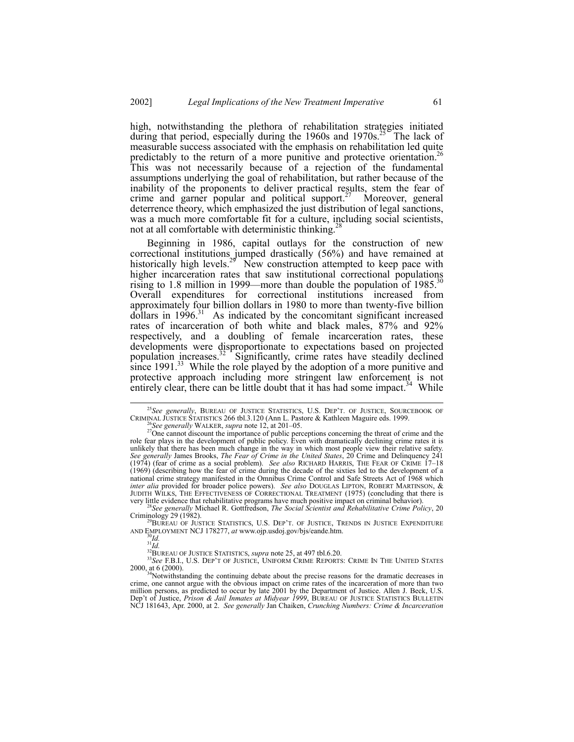high, notwithstanding the plethora of rehabilitation strategies initiated during that period, especially during the 1960s and 1970s.[25] The lack of measurable success associated with the emphasis on rehabilitation led quite predictably to the return of a more punitive and protective orientation.[26] This was not necessarily because of a rejection of the fundamental assumptions underlying the goal of rehabilitation, but rather because of the inability of the proponents to deliver practical results, stem the fear of crime and garner popular and political support.[27] Moreover, general deterrence theory, which emphasized the just distribution of legal sanctions, was a much more comfortable fit for a culture, including social scientists, not at all comfortable with deterministic thinking.[28]

Beginning in 1986, capital outlays for the construction of new correctional institutions jumped drastically (56%) and have remained at historically high levels.[29] New construction attempted to keep pace with higher incarceration rates that saw institutional correctional populations rising to 1.8 million in 1999—more than double the population of 1985.[30] Overall expenditures for correctional institutions increased from approximately four billion dollars in 1980 to more than twenty-five billion dollars in 1996.[31] As indicated by the concomitant significant increased rates of incarceration of both white and black males, 87% and 92% respectively, and a doubling of female incarceration rates, these developments were disproportionate to expectations based on projected population increases.[32] Significantly, crime rates have steadily declined since 1991.[33] While the role played by the adoption of a more punitive and protective approach including more stringent law enforcement is not entirely clear, there can be little doubt that it has had some impact.[34] While

---

[25] *See generally*, BUREAU OF JUSTICE STATISTICS, U.S. DEP'T. OF JUSTICE, SOURCEBOOK OF CRIMINAL JUSTICE STATISTICS 266 tbl.3.120 (Ann L. Pastore & Kathleen Maguire eds. 1999.

[26] *See generally* WALKER, *supra* note 12, at 201–05.

[27] One cannot discount the importance of public perceptions concerning the threat of crime and the role fear plays in the development of public policy. Even with dramatically declining crime rates it is unlikely that there has been much change in the way in which most people view their relative safety. *See generally* James Brooks, *The Fear of Crime in the United States*, 20 Crime and Delinquency 241 (1974) (fear of crime as a social problem). *See also* RICHARD HARRIS, THE FEAR OF CRIME 17–18 (1969) (describing how the fear of crime during the decade of the sixties led to the development of a national crime strategy manifested in the Omnibus Crime Control and Safe Streets Act of 1968 which *inter alia* provided for broader police powers). *See also* DOUGLAS LIPTON, ROBERT MARTINSON, & JUDITH WILKS, THE EFFECTIVENESS OF CORRECTIONAL TREATMENT (1975) (concluding that there is very little evidence that rehabilitative programs have much positive impact on criminal behavior).

[28] *See generally* Michael R. Gottfredson, *The Social Scientist and Rehabilitative Crime Policy*, 20 Criminology 29 (1982).

[29] BUREAU OF JUSTICE STATISTICS, U.S. DEP'T. OF JUSTICE, TRENDS IN JUSTICE EXPENDITURE AND EMPLOYMENT NCJ 178277, *at* www.ojp.usdoj.gov/bjs/eande.htm.

[30] *Id.*

[31] *Id.*

[32] BUREAU OF JUSTICE STATISTICS, *supra* note 25, at 497 tbl.6.20.

[33] *See* F.B.I., U.S. DEP'T OF JUSTICE, UNIFORM CRIME REPORTS: CRIME IN THE UNITED STATES 2000, at 6 (2000).

[34] Notwithstanding the continuing debate about the precise reasons for the dramatic decreases in crime, one cannot argue with the obvious impact on crime rates of the incarceration of more than two million persons, as predicted to occur by late 2001 by the Department of Justice. Allen J. Beck, U.S. Dep't of Justice, *Prison & Jail Inmates at Midyear 1999*, BUREAU OF JUSTICE STATISTICS BULLETIN NCJ 181643, Apr. 2000, at 2. *See generally* Jan Chaiken, *Crunching Numbers: Crime & Incarceration*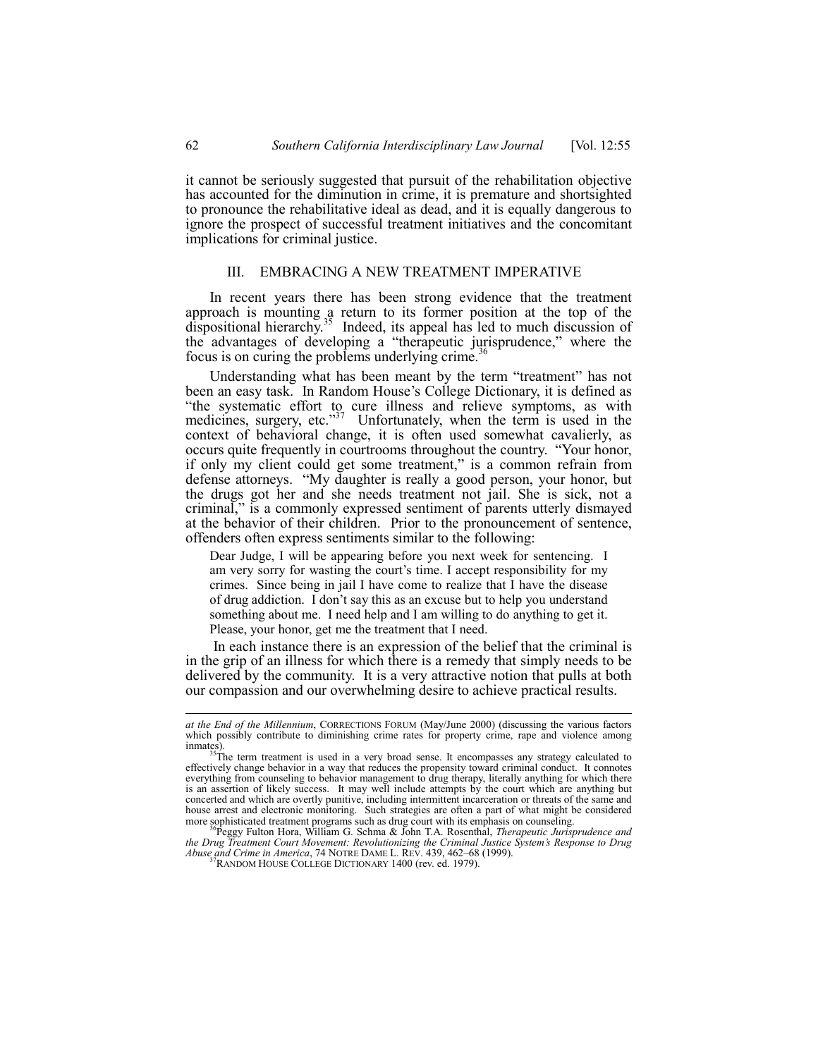it cannot be seriously suggested that pursuit of the rehabilitation objective has accounted for the diminution in crime, it is premature and shortsighted to pronounce the rehabilitative ideal as dead, and it is equally dangerous to ignore the prospect of successful treatment initiatives and the concomitant implications for criminal justice.

## III. EMBRACING A NEW TREATMENT IMPERATIVE

In recent years there has been strong evidence that the treatment approach is mounting a return to its former position at the top of the dispositional hierarchy.[35] Indeed, its appeal has led to much discussion of the advantages of developing a "therapeutic jurisprudence," where the focus is on curing the problems underlying crime.[36]

Understanding what has been meant by the term "treatment" has not been an easy task. In Random House's College Dictionary, it is defined as "the systematic effort to cure illness and relieve symptoms, as with medicines, surgery, etc."[37] Unfortunately, when the term is used in the context of behavioral change, it is often used somewhat cavalierly, as occurs quite frequently in courtrooms throughout the country. "Your honor, if only my client could get some treatment," is a common refrain from defense attorneys. "My daughter is really a good person, your honor, but the drugs got her and she needs treatment not jail. She is sick, not a criminal," is a commonly expressed sentiment of parents utterly dismayed at the behavior of their children. Prior to the pronouncement of sentence, offenders often express sentiments similar to the following:

> Dear Judge, I will be appearing before you next week for sentencing. I am very sorry for wasting the court's time. I accept responsibility for my crimes. Since being in jail I have come to realize that I have the disease of drug addiction. I don't say this as an excuse but to help you understand something about me. I need help and I am willing to do anything to get it. Please, your honor, get me the treatment that I need.

In each instance there is an expression of the belief that the criminal is in the grip of an illness for which there is a remedy that simply needs to be delivered by the community. It is a very attractive notion that pulls at both our compassion and our overwhelming desire to achieve practical results.

---

*at the End of the Millennium*, CORRECTIONS FORUM (May/June 2000) (discussing the various factors which possibly contribute to diminishing crime rates for property crime, rape and violence among inmates).

[35] The term treatment is used in a very broad sense. It encompasses any strategy calculated to effectively change behavior in a way that reduces the propensity toward criminal conduct. It connotes everything from counseling to behavior management to drug therapy, literally anything for which there is an assertion of likely success. It may well include attempts by the court which are anything but concerted and which are overtly punitive, including intermittent incarceration or threats of the same and house arrest and electronic monitoring. Such strategies are often a part of what might be considered more sophisticated treatment programs such as drug court with its emphasis on counseling.

[36] Peggy Fulton Hora, William G. Schma & John T.A. Rosenthal, *Therapeutic Jurisprudence and the Drug Treatment Court Movement: Revolutionizing the Criminal Justice System's Response to Drug Abuse and Crime in America*, 74 NOTRE DAME L. REV. 439, 462–68 (1999).

[37] RANDOM HOUSE COLLEGE DICTIONARY 1400 (rev. ed. 1979).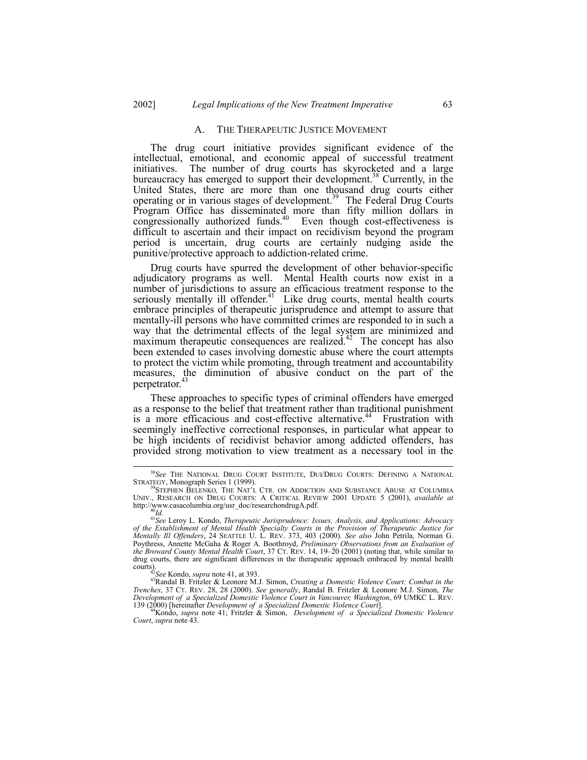## A. THE THERAPEUTIC JUSTICE MOVEMENT

The drug court initiative provides significant evidence of the intellectual, emotional, and economic appeal of successful treatment initiatives. The number of drug courts has skyrocketed and a large bureaucracy has emerged to support their development.[38] Currently, in the United States, there are more than one thousand drug courts either operating or in various stages of development.[39] The Federal Drug Courts Program Office has disseminated more than fifty million dollars in congressionally authorized funds.[40] Even though cost-effectiveness is difficult to ascertain and their impact on recidivism beyond the program period is uncertain, drug courts are certainly nudging aside the punitive/protective approach to addiction-related crime.

Drug courts have spurred the development of other behavior-specific adjudicatory programs as well. Mental Health courts now exist in a number of jurisdictions to assure an efficacious treatment response to the seriously mentally ill offender.[41] Like drug courts, mental health courts embrace principles of therapeutic jurisprudence and attempt to assure that mentally-ill persons who have committed crimes are responded to in such a way that the detrimental effects of the legal system are minimized and maximum therapeutic consequences are realized.[42] The concept has also been extended to cases involving domestic abuse where the court attempts to protect the victim while promoting, through treatment and accountability measures, the diminution of abusive conduct on the part of the perpetrator.[43]

These approaches to specific types of criminal offenders have emerged as a response to the belief that treatment rather than traditional punishment is a more efficacious and cost-effective alternative.[44] Frustration with seemingly ineffective correctional responses, in particular what appear to be high incidents of recidivist behavior among addicted offenders, has provided strong motivation to view treatment as a necessary tool in the

---

[38] *See* THE NATIONAL DRUG COURT INSTITUTE, DUI/DRUG COURTS: DEFINING A NATIONAL STRATEGY, Monograph Series 1 (1999).

[39] STEPHEN BELENKO, THE NAT'L CTR. ON ADDICTION AND SUBSTANCE ABUSE AT COLUMBIA UNIV., RESEARCH ON DRUG COURTS: A CRITICAL REVIEW 2001 UPDATE 5 (2001), *available at* http://www.casacolumbia.org/usr_doc/researchondrugA.pdf.

[40] *Id.*

[41] *See* Leroy L. Kondo, *Therapeutic Jurisprudence: Issues, Analysis, and Applications: Advocacy of the Establishment of Mental Health Specialty Courts in the Provision of Therapeutic Justice for Mentally Ill Offenders*, 24 SEATTLE U. L. REV. 373, 403 (2000). *See also* John Petrila, Norman G. Poythress, Annette McGaha & Roger A. Boothroyd, *Preliminary Observations from an Evaluation of the Broward County Mental Health Court*, 37 CT. REV. 14, 19–20 (2001) (noting that, while similar to drug courts, there are significant differences in the therapeutic approach embraced by mental health courts).

[42] *See* Kondo, *supra* note 41, at 393.

[43] Randal B. Fritzler & Leonore M.J. Simon, *Creating a Domestic Violence Court: Combat in the Trenches*, 37 CT. REV. 28, 28 (2000). *See generally*, Randal B. Fritzler & Leonore M.J. Simon, *The Development of a Specialized Domestic Violence Court in Vancouver, Washington*, 69 UMKC L. REV. 139 (2000) [hereinafter *Development of a Specialized Domestic Violence Court*].

[44] Kondo, *supra* note 41; Fritzler & Simon, *Development of a Specialized Domestic Violence Court*, *supra* note 43.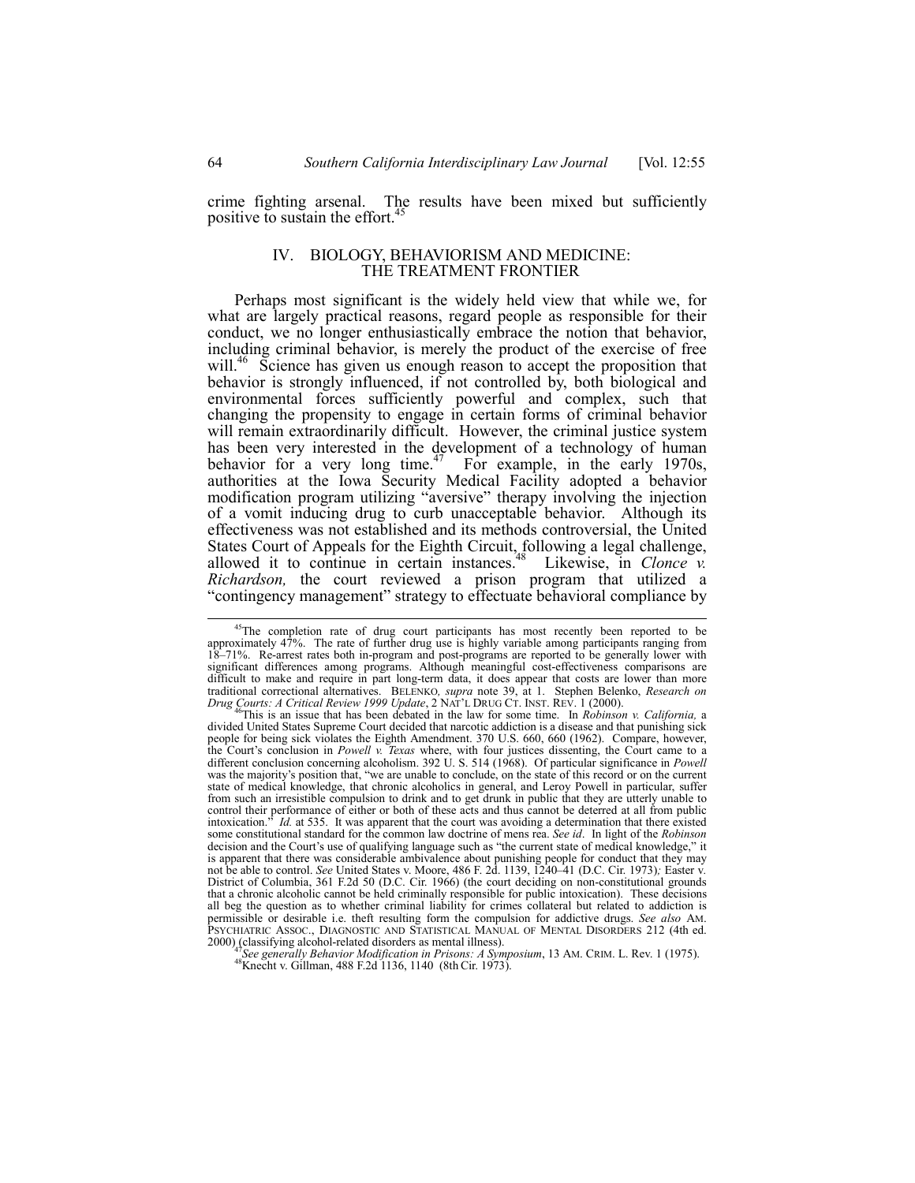crime fighting arsenal. The results have been mixed but sufficiently positive to sustain the effort.[45]

## IV. BIOLOGY, BEHAVIORISM AND MEDICINE: THE TREATMENT FRONTIER

Perhaps most significant is the widely held view that while we, for what are largely practical reasons, regard people as responsible for their conduct, we no longer enthusiastically embrace the notion that behavior, including criminal behavior, is merely the product of the exercise of free will.[46] Science has given us enough reason to accept the proposition that behavior is strongly influenced, if not controlled by, both biological and environmental forces sufficiently powerful and complex, such that changing the propensity to engage in certain forms of criminal behavior will remain extraordinarily difficult. However, the criminal justice system has been very interested in the development of a technology of human behavior for a very long time.[47] For example, in the early 1970s, authorities at the Iowa Security Medical Facility adopted a behavior modification program utilizing "aversive" therapy involving the injection of a vomit inducing drug to curb unacceptable behavior. Although its effectiveness was not established and its methods controversial, the United States Court of Appeals for the Eighth Circuit, following a legal challenge, allowed it to continue in certain instances.[48] Likewise, in *Clonce v. Richardson,* the court reviewed a prison program that utilized a "contingency management" strategy to effectuate behavioral compliance by

---

[45] The completion rate of drug court participants has most recently been reported to be approximately 47%. The rate of further drug use is highly variable among participants ranging from 18–71%. Re-arrest rates both in-program and post-programs are reported to be generally lower with significant differences among programs. Although meaningful cost-effectiveness comparisons are difficult to make and require in part long-term data, it does appear that costs are lower than more traditional correctional alternatives. BELENKO, *supra* note 39, at 1. Stephen Belenko, *Research on Drug Courts: A Critical Review 1999 Update*, 2 NAT'L DRUG CT. INST. REV. 1 (2000).

[46] This is an issue that has been debated in the law for some time. In *Robinson v. California,* a divided United States Supreme Court decided that narcotic addiction is a disease and that punishing sick people for being sick violates the Eighth Amendment. 370 U.S. 660, 660 (1962). Compare, however, the Court's conclusion in *Powell v. Texas* where, with four justices dissenting, the Court came to a different conclusion concerning alcoholism. 392 U. S. 514 (1968). Of particular significance in *Powell* was the majority's position that, "we are unable to conclude, on the state of this record or on the current state of medical knowledge, that chronic alcoholics in general, and Leroy Powell in particular, suffer from such an irresistible compulsion to drink and to get drunk in public that they are utterly unable to control their performance of either or both of these acts and thus cannot be deterred at all from public intoxication." *Id.* at 535. It was apparent that the court was avoiding a determination that there existed some constitutional standard for the common law doctrine of mens rea. *See id*. In light of the *Robinson* decision and the Court's use of qualifying language such as "the current state of medical knowledge," it is apparent that there was considerable ambivalence about punishing people for conduct that they may not be able to control. *See* United States v. Moore, 486 F. 2d. 1139, 1240–41 (D.C. Cir. 1973); Easter v. District of Columbia, 361 F.2d 50 (D.C. Cir. 1966) (the court deciding on non-constitutional grounds that a chronic alcoholic cannot be held criminally responsible for public intoxication). These decisions all beg the question as to whether criminal liability for crimes collateral but related to addiction is permissible or desirable i.e. theft resulting form the compulsion for addictive drugs. *See also* AM. PSYCHIATRIC ASSOC., DIAGNOSTIC AND STATISTICAL MANUAL OF MENTAL DISORDERS 212 (4th ed. 2000) (classifying alcohol-related disorders as mental illness).

[47] *See generally Behavior Modification in Prisons: A Symposium*, 13 AM. CRIM. L. Rev. 1 (1975).

[48] Knecht v. Gillman, 488 F.2d 1136, 1140 (8th Cir. 1973).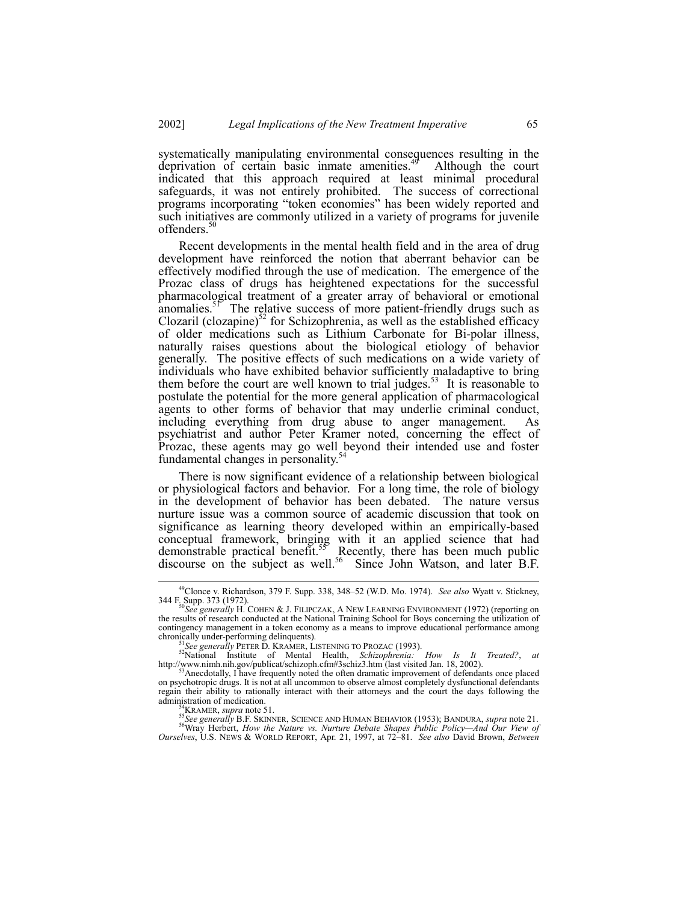systematically manipulating environmental consequences resulting in the deprivation of certain basic inmate amenities.[49] Although the court indicated that this approach required at least minimal procedural safeguards, it was not entirely prohibited. The success of correctional programs incorporating "token economies" has been widely reported and such initiatives are commonly utilized in a variety of programs for juvenile offenders.[50]

Recent developments in the mental health field and in the area of drug development have reinforced the notion that aberrant behavior can be effectively modified through the use of medication. The emergence of the Prozac class of drugs has heightened expectations for the successful pharmacological treatment of a greater array of behavioral or emotional anomalies.[51] The relative success of more patient-friendly drugs such as Clozaril (clozapine)[52] for Schizophrenia, as well as the established efficacy of older medications such as Lithium Carbonate for Bi-polar illness, naturally raises questions about the biological etiology of behavior generally. The positive effects of such medications on a wide variety of individuals who have exhibited behavior sufficiently maladaptive to bring them before the court are well known to trial judges.[53] It is reasonable to postulate the potential for the more general application of pharmacological agents to other forms of behavior that may underlie criminal conduct, including everything from drug abuse to anger management. As psychiatrist and author Peter Kramer noted, concerning the effect of Prozac, these agents may go well beyond their intended use and foster fundamental changes in personality.[54]

There is now significant evidence of a relationship between biological or physiological factors and behavior. For a long time, the role of biology in the development of behavior has been debated. The nature versus nurture issue was a common source of academic discussion that took on significance as learning theory developed within an empirically-based conceptual framework, bringing with it an applied science that had demonstrable practical benefit.[55] Recently, there has been much public discourse on the subject as well.[56] Since John Watson, and later B.F.

---

[49] Clonce v. Richardson, 379 F. Supp. 338, 348–52 (W.D. Mo. 1974). *See also* Wyatt v. Stickney, 344 F. Supp. 373 (1972).

[50] *See generally* H. COHEN & J. FILIPCZAK, A NEW LEARNING ENVIRONMENT (1972) (reporting on the results of research conducted at the National Training School for Boys concerning the utilization of contingency management in a token economy as a means to improve educational performance among chronically under-performing delinquents).

[51] *See generally* PETER D. KRAMER, LISTENING TO PROZAC (1993).

[52] National Institute of Mental Health, *Schizophrenia: How Is It Treated?*, *at* http://www.nimh.nih.gov/publicat/schizoph.cfm#3schiz3.htm (last visited Jan. 18, 2002).

[53] Anecdotally, I have frequently noted the often dramatic improvement of defendants once placed on psychotropic drugs. It is not at all uncommon to observe almost completely dysfunctional defendants regain their ability to rationally interact with their attorneys and the court the days following the administration of medication.

[54] KRAMER, *supra* note 51.

[55] *See generally* B.F. SKINNER, SCIENCE AND HUMAN BEHAVIOR (1953); BANDURA, *supra* note 21.

[56] Wray Herbert, *How the Nature vs. Nurture Debate Shapes Public Policy—And Our View of Ourselves*, U.S. NEWS & WORLD REPORT, Apr. 21, 1997, at 72–81. *See also* David Brown, *Between*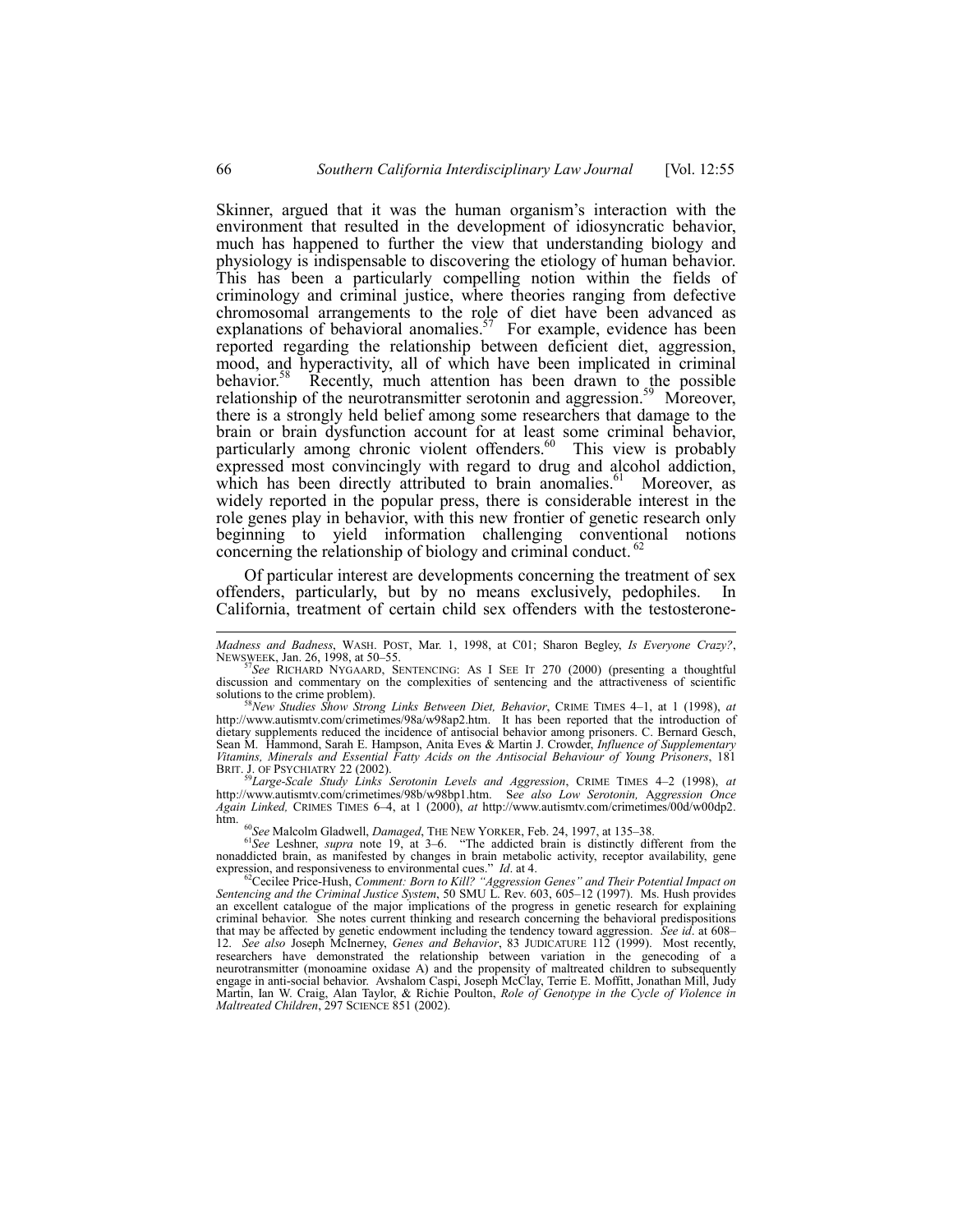Skinner, argued that it was the human organism's interaction with the environment that resulted in the development of idiosyncratic behavior, much has happened to further the view that understanding biology and physiology is indispensable to discovering the etiology of human behavior. This has been a particularly compelling notion within the fields of criminology and criminal justice, where theories ranging from defective chromosomal arrangements to the role of diet have been advanced as explanations of behavioral anomalies.[57] For example, evidence has been reported regarding the relationship between deficient diet, aggression, mood, and hyperactivity, all of which have been implicated in criminal behavior.[58] Recently, much attention has been drawn to the possible relationship of the neurotransmitter serotonin and aggression.[59] Moreover, there is a strongly held belief among some researchers that damage to the brain or brain dysfunction account for at least some criminal behavior, particularly among chronic violent offenders.[60] This view is probably expressed most convincingly with regard to drug and alcohol addiction, which has been directly attributed to brain anomalies.[61] Moreover, as widely reported in the popular press, there is considerable interest in the role genes play in behavior, with this new frontier of genetic research only beginning to yield information challenging conventional notions concerning the relationship of biology and criminal conduct.[62]

Of particular interest are developments concerning the treatment of sex offenders, particularly, but by no means exclusively, pedophiles. In California, treatment of certain child sex offenders with the testosterone-

---

*Madness and Badness*, WASH. POST, Mar. 1, 1998, at C01; Sharon Begley, *Is Everyone Crazy?*, NEWSWEEK, Jan. 26, 1998, at 50–55.

[57] *See* RICHARD NYGAARD, SENTENCING: AS I SEE IT 270 (2000) (presenting a thoughtful discussion and commentary on the complexities of sentencing and the attractiveness of scientific solutions to the crime problem).

[58] *New Studies Show Strong Links Between Diet, Behavior*, CRIME TIMES 4–1, at 1 (1998), *at* http://www.autismtv.com/crimetimes/98a/w98ap2.htm. It has been reported that the introduction of dietary supplements reduced the incidence of antisocial behavior among prisoners. C. Bernard Gesch, Sean M. Hammond, Sarah E. Hampson, Anita Eves & Martin J. Crowder, *Influence of Supplementary Vitamins, Minerals and Essential Fatty Acids on the Antisocial Behaviour of Young Prisoners*, 181 BRIT. J. OF PSYCHIATRY 22 (2002).

[59] *Large-Scale Study Links Serotonin Levels and Aggression*, CRIME TIMES 4–2 (1998), *at* http://www.autismtv.com/crimetimes/98b/w98bp1.htm. S*ee also Low Serotonin,* A*ggression Once Again Linked,* CRIMES TIMES 6–4, at 1 (2000), *at* http://www.autismtv.com/crimetimes/00d/w00dp2.htm.

[60] *See* Malcolm Gladwell, *Damaged*, THE NEW YORKER, Feb. 24, 1997, at 135–38.

[61] *See* Leshner, *supra* note 19, at 3–6. "The addicted brain is distinctly different from the nonaddicted brain, as manifested by changes in brain metabolic activity, receptor availability, gene expression, and responsiveness to environmental cues." *Id*. at 4.

[62] Cecilee Price-Hush, *Comment: Born to Kill? "Aggression Genes" and Their Potential Impact on Sentencing and the Criminal Justice System*, 50 SMU L. Rev. 603, 605–12 (1997). Ms. Hush provides an excellent catalogue of the major implications of the progress in genetic research for explaining criminal behavior. She notes current thinking and research concerning the behavioral predispositions that may be affected by genetic endowment including the tendency toward aggression. *See id*. at 608–12. *See also* Joseph McInerney, *Genes and Behavior*, 83 JUDICATURE 112 (1999). Most recently, researchers have demonstrated the relationship between variation in the genecoding of a neurotransmitter (monoamine oxidase A) and the propensity of maltreated children to subsequently engage in anti-social behavior. Avshalom Caspi, Joseph McClay, Terrie E. Moffitt, Jonathan Mill, Judy Martin, Ian W. Craig, Alan Taylor, & Richie Poulton, *Role of Genotype in the Cycle of Violence in Maltreated Children*, 297 SCIENCE 851 (2002).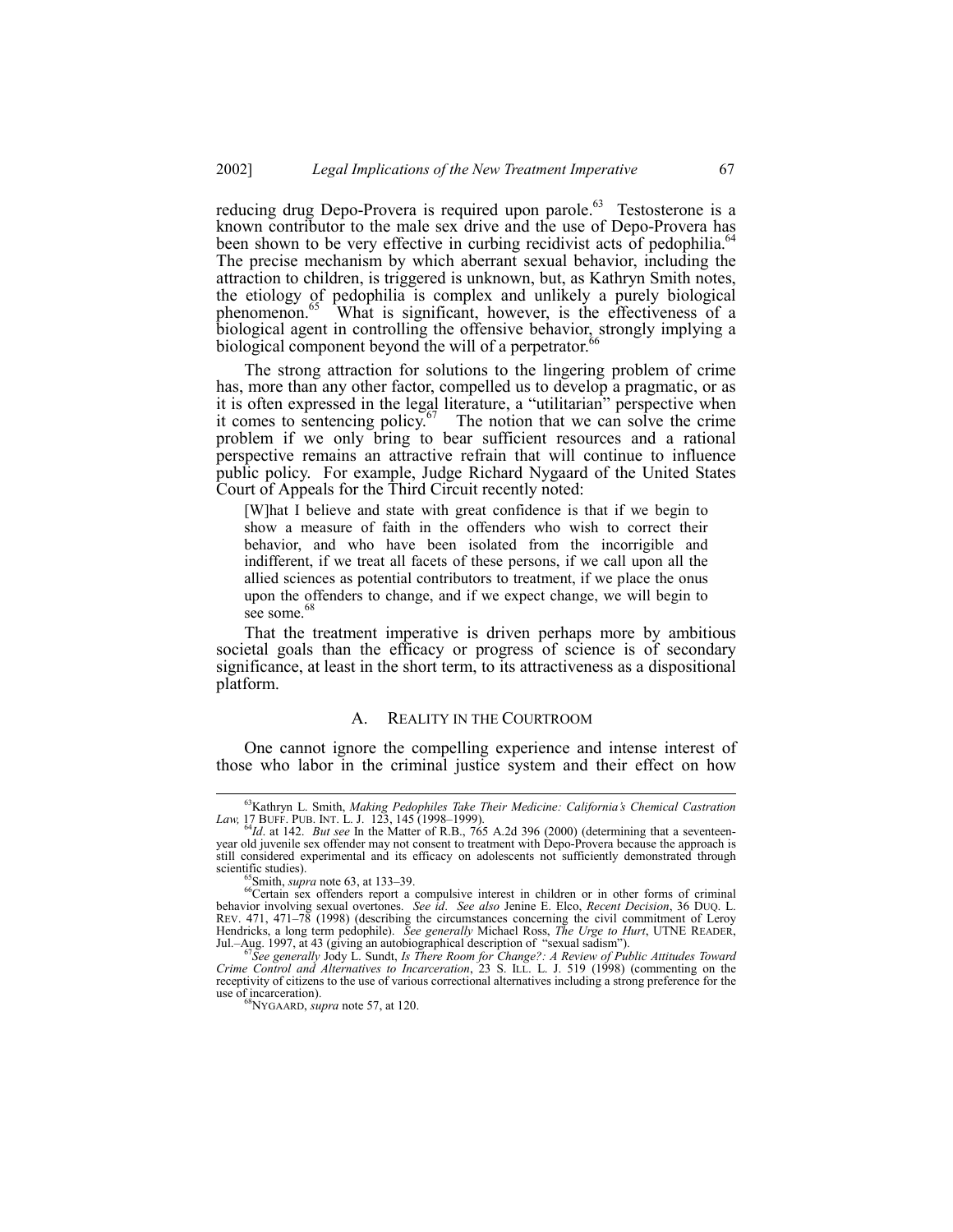reducing drug Depo-Provera is required upon parole.[63] Testosterone is a known contributor to the male sex drive and the use of Depo-Provera has been shown to be very effective in curbing recidivist acts of pedophilia.[64] The precise mechanism by which aberrant sexual behavior, including the attraction to children, is triggered is unknown, but, as Kathryn Smith notes, the etiology of pedophilia is complex and unlikely a purely biological phenomenon.[65] What is significant, however, is the effectiveness of a biological agent in controlling the offensive behavior, strongly implying a biological component beyond the will of a perpetrator.[66]

The strong attraction for solutions to the lingering problem of crime has, more than any other factor, compelled us to develop a pragmatic, or as it is often expressed in the legal literature, a "utilitarian" perspective when it comes to sentencing policy.[67] The notion that we can solve the crime problem if we only bring to bear sufficient resources and a rational perspective remains an attractive refrain that will continue to influence public policy. For example, Judge Richard Nygaard of the United States Court of Appeals for the Third Circuit recently noted:

> [W]hat I believe and state with great confidence is that if we begin to show a measure of faith in the offenders who wish to correct their behavior, and who have been isolated from the incorrigible and indifferent, if we treat all facets of these persons, if we call upon all the allied sciences as potential contributors to treatment, if we place the onus upon the offenders to change, and if we expect change, we will begin to see some.[68]

That the treatment imperative is driven perhaps more by ambitious societal goals than the efficacy or progress of science is of secondary significance, at least in the short term, to its attractiveness as a dispositional platform.

### A. Reality in the Courtroom

One cannot ignore the compelling experience and intense interest of those who labor in the criminal justice system and their effect on how

---

[63] Kathryn L. Smith, *Making Pedophiles Take Their Medicine: California's Chemical Castration Law,* 17 BUFF. PUB. INT. L. J. 123, 145 (1998–1999).

[64] *Id*. at 142. *But see* In the Matter of R.B., 765 A.2d 396 (2000) (determining that a seventeen-year old juvenile sex offender may not consent to treatment with Depo-Provera because the approach is still considered experimental and its efficacy on adolescents not sufficiently demonstrated through scientific studies).

[65] Smith, *supra* note 63, at 133–39.

[66] Certain sex offenders report a compulsive interest in children or in other forms of criminal behavior involving sexual overtones. *See id*. *See also* Jenine E. Elco, *Recent Decision*, 36 DUQ. L. REV. 471, 471–78 (1998) (describing the circumstances concerning the civil commitment of Leroy Hendricks, a long term pedophile). *See generally* Michael Ross, *The Urge to Hurt*, UTNE READER, Jul.–Aug. 1997, at 43 (giving an autobiographical description of "sexual sadism").

[67] *See generally* Jody L. Sundt, *Is There Room for Change?: A Review of Public Attitudes Toward Crime Control and Alternatives to Incarceration*, 23 S. ILL. L. J. 519 (1998) (commenting on the receptivity of citizens to the use of various correctional alternatives including a strong preference for the use of incarceration).

[68] NYGAARD, *supra* note 57, at 120.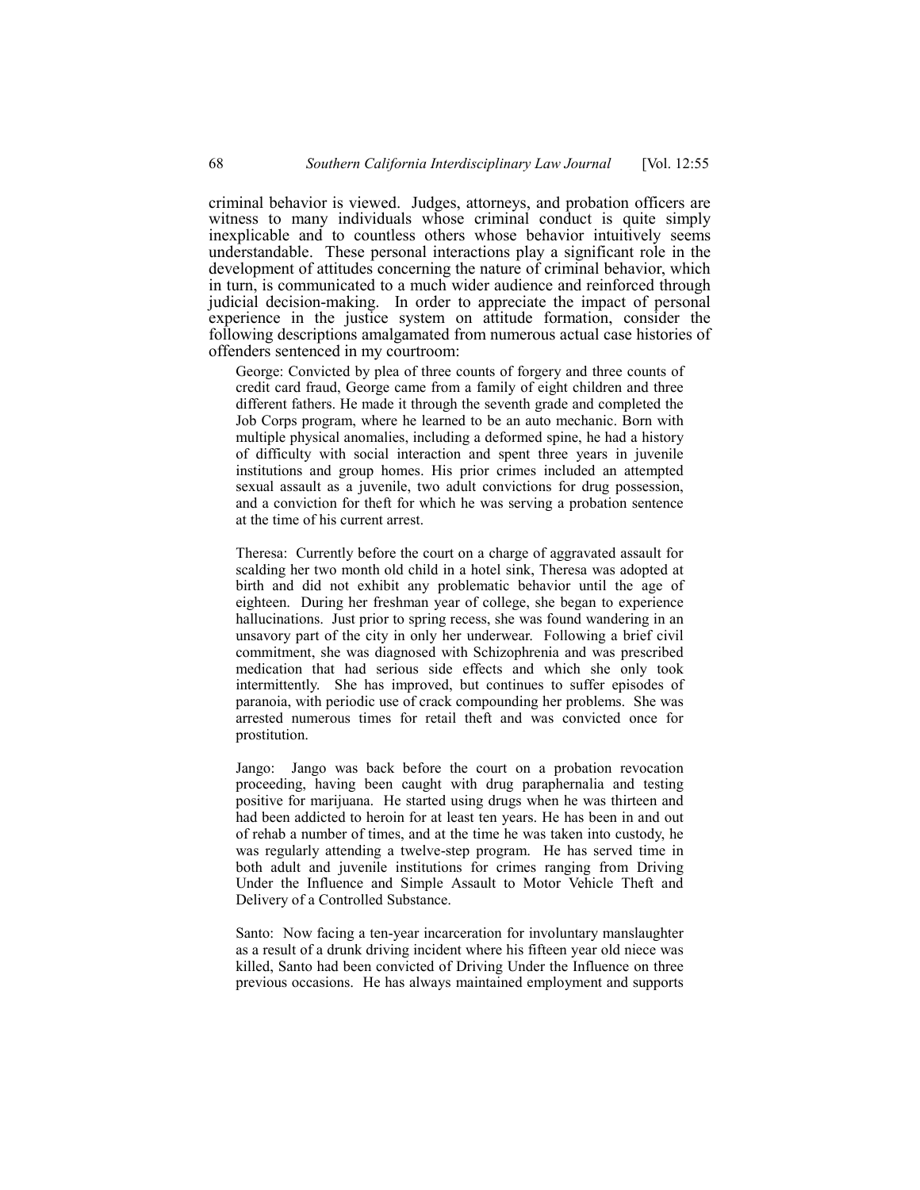criminal behavior is viewed. Judges, attorneys, and probation officers are witness to many individuals whose criminal conduct is quite simply inexplicable and to countless others whose behavior intuitively seems understandable. These personal interactions play a significant role in the development of attitudes concerning the nature of criminal behavior, which in turn, is communicated to a much wider audience and reinforced through judicial decision-making. In order to appreciate the impact of personal experience in the justice system on attitude formation, consider the following descriptions amalgamated from numerous actual case histories of offenders sentenced in my courtroom:

> George: Convicted by plea of three counts of forgery and three counts of credit card fraud, George came from a family of eight children and three different fathers. He made it through the seventh grade and completed the Job Corps program, where he learned to be an auto mechanic. Born with multiple physical anomalies, including a deformed spine, he had a history of difficulty with social interaction and spent three years in juvenile institutions and group homes. His prior crimes included an attempted sexual assault as a juvenile, two adult convictions for drug possession, and a conviction for theft for which he was serving a probation sentence at the time of his current arrest.
>
> Theresa: Currently before the court on a charge of aggravated assault for scalding her two month old child in a hotel sink, Theresa was adopted at birth and did not exhibit any problematic behavior until the age of eighteen. During her freshman year of college, she began to experience hallucinations. Just prior to spring recess, she was found wandering in an unsavory part of the city in only her underwear. Following a brief civil commitment, she was diagnosed with Schizophrenia and was prescribed medication that had serious side effects and which she only took intermittently. She has improved, but continues to suffer episodes of paranoia, with periodic use of crack compounding her problems. She was arrested numerous times for retail theft and was convicted once for prostitution.
>
> Jango: Jango was back before the court on a probation revocation proceeding, having been caught with drug paraphernalia and testing positive for marijuana. He started using drugs when he was thirteen and had been addicted to heroin for at least ten years. He has been in and out of rehab a number of times, and at the time he was taken into custody, he was regularly attending a twelve-step program. He has served time in both adult and juvenile institutions for crimes ranging from Driving Under the Influence and Simple Assault to Motor Vehicle Theft and Delivery of a Controlled Substance.
>
> Santo: Now facing a ten-year incarceration for involuntary manslaughter as a result of a drunk driving incident where his fifteen year old niece was killed, Santo had been convicted of Driving Under the Influence on three previous occasions. He has always maintained employment and supports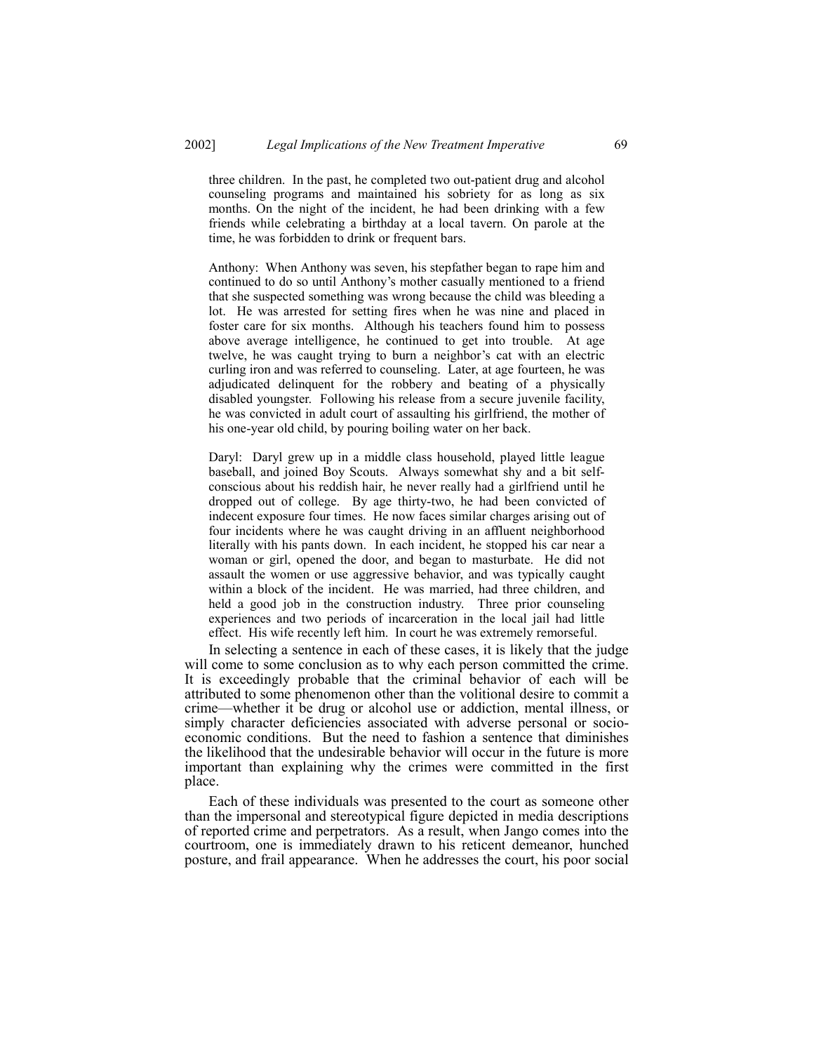three children. In the past, he completed two out-patient drug and alcohol counseling programs and maintained his sobriety for as long as six months. On the night of the incident, he had been drinking with a few friends while celebrating a birthday at a local tavern. On parole at the time, he was forbidden to drink or frequent bars.

> Anthony: When Anthony was seven, his stepfather began to rape him and continued to do so until Anthony's mother casually mentioned to a friend that she suspected something was wrong because the child was bleeding a lot. He was arrested for setting fires when he was nine and placed in foster care for six months. Although his teachers found him to possess above average intelligence, he continued to get into trouble. At age twelve, he was caught trying to burn a neighbor's cat with an electric curling iron and was referred to counseling. Later, at age fourteen, he was adjudicated delinquent for the robbery and beating of a physically disabled youngster. Following his release from a secure juvenile facility, he was convicted in adult court of assaulting his girlfriend, the mother of his one-year old child, by pouring boiling water on her back.

> Daryl: Daryl grew up in a middle class household, played little league baseball, and joined Boy Scouts. Always somewhat shy and a bit self-conscious about his reddish hair, he never really had a girlfriend until he dropped out of college. By age thirty-two, he had been convicted of indecent exposure four times. He now faces similar charges arising out of four incidents where he was caught driving in an affluent neighborhood literally with his pants down. In each incident, he stopped his car near a woman or girl, opened the door, and began to masturbate. He did not assault the women or use aggressive behavior, and was typically caught within a block of the incident. He was married, had three children, and held a good job in the construction industry. Three prior counseling experiences and two periods of incarceration in the local jail had little effect. His wife recently left him. In court he was extremely remorseful.

In selecting a sentence in each of these cases, it is likely that the judge will come to some conclusion as to why each person committed the crime. It is exceedingly probable that the criminal behavior of each will be attributed to some phenomenon other than the volitional desire to commit a crime—whether it be drug or alcohol use or addiction, mental illness, or simply character deficiencies associated with adverse personal or socio-economic conditions. But the need to fashion a sentence that diminishes the likelihood that the undesirable behavior will occur in the future is more important than explaining why the crimes were committed in the first place.

Each of these individuals was presented to the court as someone other than the impersonal and stereotypical figure depicted in media descriptions of reported crime and perpetrators. As a result, when Jango comes into the courtroom, one is immediately drawn to his reticent demeanor, hunched posture, and frail appearance. When he addresses the court, his poor social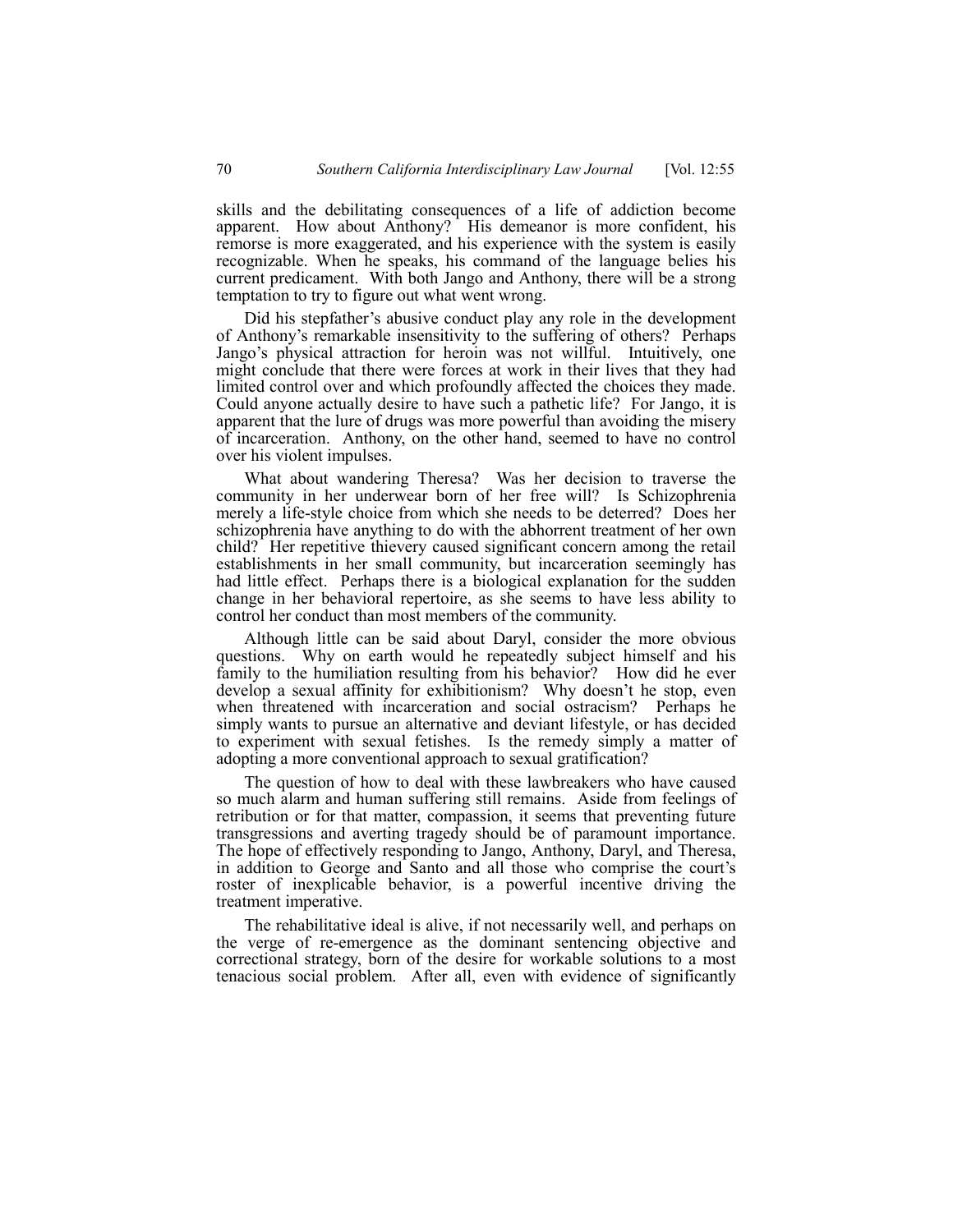skills and the debilitating consequences of a life of addiction become apparent. How about Anthony? His demeanor is more confident, his remorse is more exaggerated, and his experience with the system is easily recognizable. When he speaks, his command of the language belies his current predicament. With both Jango and Anthony, there will be a strong temptation to try to figure out what went wrong.

Did his stepfather's abusive conduct play any role in the development of Anthony's remarkable insensitivity to the suffering of others? Perhaps Jango's physical attraction for heroin was not willful. Intuitively, one might conclude that there were forces at work in their lives that they had limited control over and which profoundly affected the choices they made. Could anyone actually desire to have such a pathetic life? For Jango, it is apparent that the lure of drugs was more powerful than avoiding the misery of incarceration. Anthony, on the other hand, seemed to have no control over his violent impulses.

What about wandering Theresa? Was her decision to traverse the community in her underwear born of her free will? Is Schizophrenia merely a life-style choice from which she needs to be deterred? Does her schizophrenia have anything to do with the abhorrent treatment of her own child? Her repetitive thievery caused significant concern among the retail establishments in her small community, but incarceration seemingly has had little effect. Perhaps there is a biological explanation for the sudden change in her behavioral repertoire, as she seems to have less ability to control her conduct than most members of the community.

Although little can be said about Daryl, consider the more obvious questions. Why on earth would he repeatedly subject himself and his family to the humiliation resulting from his behavior? How did he ever develop a sexual affinity for exhibitionism? Why doesn't he stop, even when threatened with incarceration and social ostracism? Perhaps he simply wants to pursue an alternative and deviant lifestyle, or has decided to experiment with sexual fetishes. Is the remedy simply a matter of adopting a more conventional approach to sexual gratification?

The question of how to deal with these lawbreakers who have caused so much alarm and human suffering still remains. Aside from feelings of retribution or for that matter, compassion, it seems that preventing future transgressions and averting tragedy should be of paramount importance. The hope of effectively responding to Jango, Anthony, Daryl, and Theresa, in addition to George and Santo and all those who comprise the court's roster of inexplicable behavior, is a powerful incentive driving the treatment imperative.

The rehabilitative ideal is alive, if not necessarily well, and perhaps on the verge of re-emergence as the dominant sentencing objective and correctional strategy, born of the desire for workable solutions to a most tenacious social problem. After all, even with evidence of significantly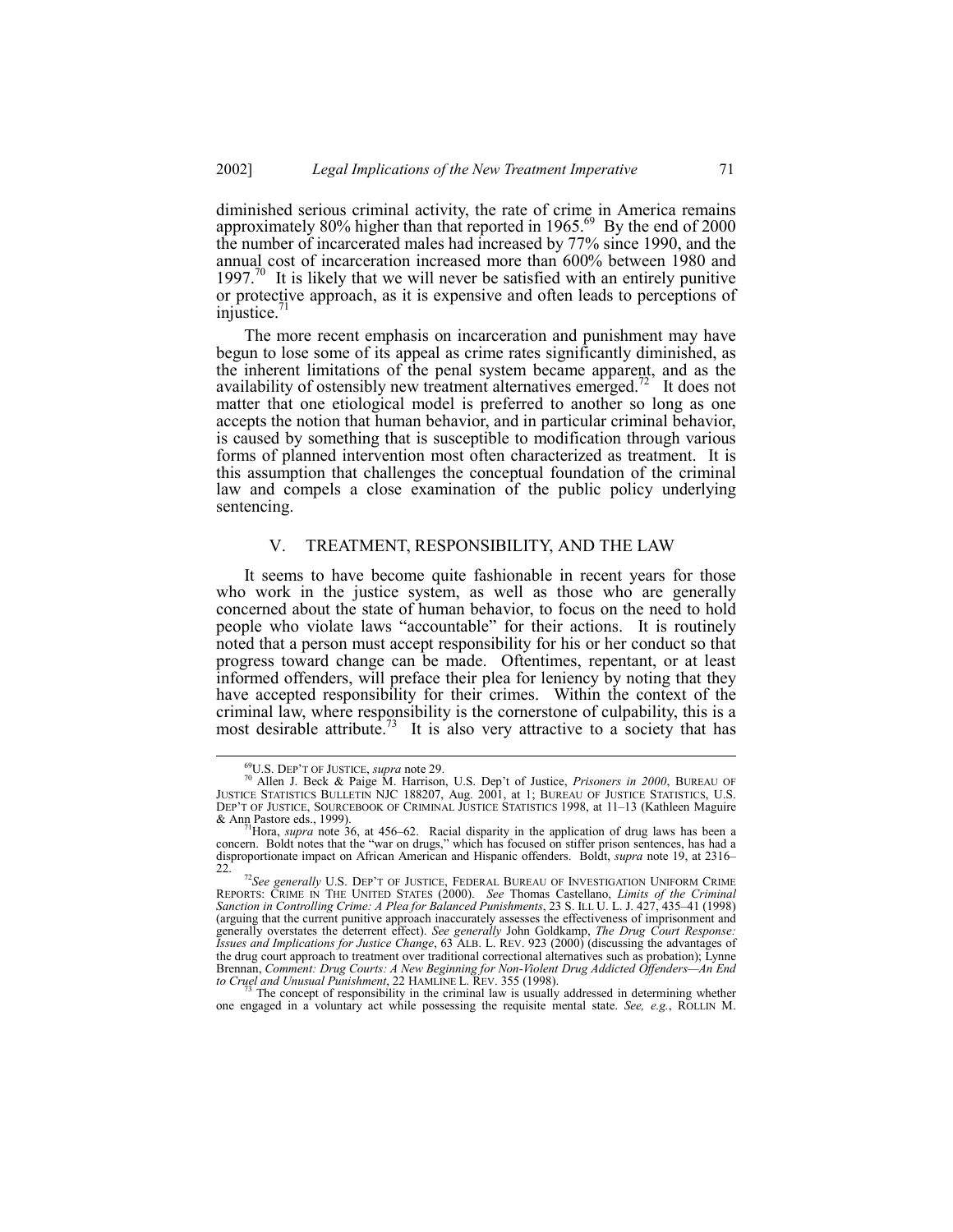diminished serious criminal activity, the rate of crime in America remains approximately 80% higher than that reported in 1965.[69] By the end of 2000 the number of incarcerated males had increased by 77% since 1990, and the annual cost of incarceration increased more than 600% between 1980 and 1997.[70] It is likely that we will never be satisfied with an entirely punitive or protective approach, as it is expensive and often leads to perceptions of injustice.[71]

The more recent emphasis on incarceration and punishment may have begun to lose some of its appeal as crime rates significantly diminished, as the inherent limitations of the penal system became apparent, and as the availability of ostensibly new treatment alternatives emerged.[72] It does not matter that one etiological model is preferred to another so long as one accepts the notion that human behavior, and in particular criminal behavior, is caused by something that is susceptible to modification through various forms of planned intervention most often characterized as treatment. It is this assumption that challenges the conceptual foundation of the criminal law and compels a close examination of the public policy underlying sentencing.

## V. TREATMENT, RESPONSIBILITY, AND THE LAW

It seems to have become quite fashionable in recent years for those who work in the justice system, as well as those who are generally concerned about the state of human behavior, to focus on the need to hold people who violate laws "accountable" for their actions. It is routinely noted that a person must accept responsibility for his or her conduct so that progress toward change can be made. Oftentimes, repentant, or at least informed offenders, will preface their plea for leniency by noting that they have accepted responsibility for their crimes. Within the context of the criminal law, where responsibility is the cornerstone of culpability, this is a most desirable attribute.[73] It is also very attractive to a society that has

---

[69] U.S. DEP'T OF JUSTICE, *supra* note 29.

[70] Allen J. Beck & Paige M. Harrison, U.S. Dep't of Justice, *Prisoners in 2000*, BUREAU OF JUSTICE STATISTICS BULLETIN NJC 188207, Aug. 2001, at 1; BUREAU OF JUSTICE STATISTICS, U.S. DEP'T OF JUSTICE, SOURCEBOOK OF CRIMINAL JUSTICE STATISTICS 1998, at 11–13 (Kathleen Maguire & Ann Pastore eds., 1999).

[71] Hora, *supra* note 36, at 456–62. Racial disparity in the application of drug laws has been a concern. Boldt notes that the "war on drugs," which has focused on stiffer prison sentences, has had a disproportionate impact on African American and Hispanic offenders. Boldt, *supra* note 19, at 2316–22.

[72] *See generally* U.S. DEP'T OF JUSTICE, FEDERAL BUREAU OF INVESTIGATION UNIFORM CRIME REPORTS: CRIME IN THE UNITED STATES (2000). *See* Thomas Castellano, *Limits of the Criminal Sanction in Controlling Crime: A Plea for Balanced Punishments*, 23 S. ILL U. L. J. 427, 435–41 (1998) (arguing that the current punitive approach inaccurately assesses the effectiveness of imprisonment and generally overstates the deterrent effect). *See generally* John Goldkamp, *The Drug Court Response: Issues and Implications for Justice Change*, 63 ALB. L. REV. 923 (2000) (discussing the advantages of the drug court approach to treatment over traditional correctional alternatives such as probation); Lynne Brennan, *Comment: Drug Courts: A New Beginning for Non-Violent Drug Addicted Offenders—An End to Cruel and Unusual Punishment*, 22 HAMLINE L. REV. 355 (1998).

[73] The concept of responsibility in the criminal law is usually addressed in determining whether one engaged in a voluntary act while possessing the requisite mental state. *See, e.g.*, ROLLIN M.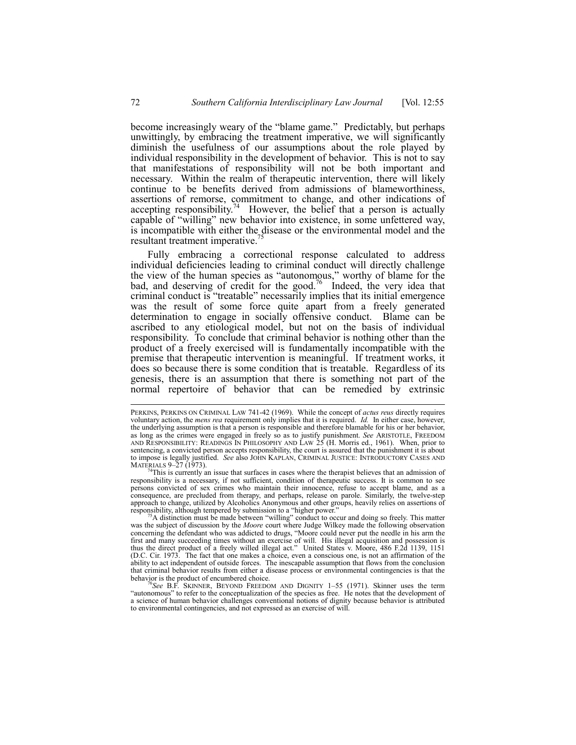become increasingly weary of the "blame game." Predictably, but perhaps unwittingly, by embracing the treatment imperative, we will significantly diminish the usefulness of our assumptions about the role played by individual responsibility in the development of behavior. This is not to say that manifestations of responsibility will not be both important and necessary. Within the realm of therapeutic intervention, there will likely continue to be benefits derived from admissions of blameworthiness, assertions of remorse, commitment to change, and other indications of accepting responsibility.[74] However, the belief that a person is actually capable of "willing" new behavior into existence, in some unfettered way, is incompatible with either the disease or the environmental model and the resultant treatment imperative.[75]

Fully embracing a correctional response calculated to address individual deficiencies leading to criminal conduct will directly challenge the view of the human species as "autonomous," worthy of blame for the bad, and deserving of credit for the good.[76] Indeed, the very idea that criminal conduct is "treatable" necessarily implies that its initial emergence was the result of some force quite apart from a freely generated determination to engage in socially offensive conduct. Blame can be ascribed to any etiological model, but not on the basis of individual responsibility. To conclude that criminal behavior is nothing other than the product of a freely exercised will is fundamentally incompatible with the premise that therapeutic intervention is meaningful. If treatment works, it does so because there is some condition that is treatable. Regardless of its genesis, there is an assumption that there is something not part of the normal repertoire of behavior that can be remedied by extrinsic

---

PERKINS, PERKINS ON CRIMINAL LAW 741-42 (1969). While the concept of *actus reus* directly requires voluntary action, the *mens rea* requirement only implies that it is required. *Id.* In either case, however, the underlying assumption is that a person is responsible and therefore blamable for his or her behavior, as long as the crimes were engaged in freely so as to justify punishment. *See* ARISTOTLE, FREEDOM AND RESPONSIBILITY: READINGS IN PHILOSOPHY AND LAW 25 (H. Morris ed., 1961). When, prior to sentencing, a convicted person accepts responsibility, the court is assured that the punishment it is about to impose is legally justified. *See* also JOHN KAPLAN, CRIMINAL JUSTICE: INTRODUCTORY CASES AND MATERIALS 9–27 (1973).

[74] This is currently an issue that surfaces in cases where the therapist believes that an admission of responsibility is a necessary, if not sufficient, condition of therapeutic success. It is common to see persons convicted of sex crimes who maintain their innocence, refuse to accept blame, and as a consequence, are precluded from therapy, and perhaps, release on parole. Similarly, the twelve-step approach to change, utilized by Alcoholics Anonymous and other groups, heavily relies on assertions of responsibility, although tempered by submission to a "higher power."

[75] A distinction must be made between "willing" conduct to occur and doing so freely. This matter was the subject of discussion by the *Moore* court where Judge Wilkey made the following observation concerning the defendant who was addicted to drugs, "Moore could never put the needle in his arm the first and many succeeding times without an exercise of will. His illegal acquisition and possession is thus the direct product of a freely willed illegal act." United States v. Moore, 486 F.2d 1139, 1151 (D.C. Cir. 1973. The fact that one makes a choice, even a conscious one, is not an affirmation of the ability to act independent of outside forces. The inescapable assumption that flows from the conclusion that criminal behavior results from either a disease process or environmental contingencies is that the behavior is the product of encumbered choice.

[76] *See* B.F. SKINNER, BEYOND FREEDOM AND DIGNITY 1–55 (1971). Skinner uses the term "autonomous" to refer to the conceptualization of the species as free. He notes that the development of a science of human behavior challenges conventional notions of dignity because behavior is attributed to environmental contingencies, and not expressed as an exercise of will.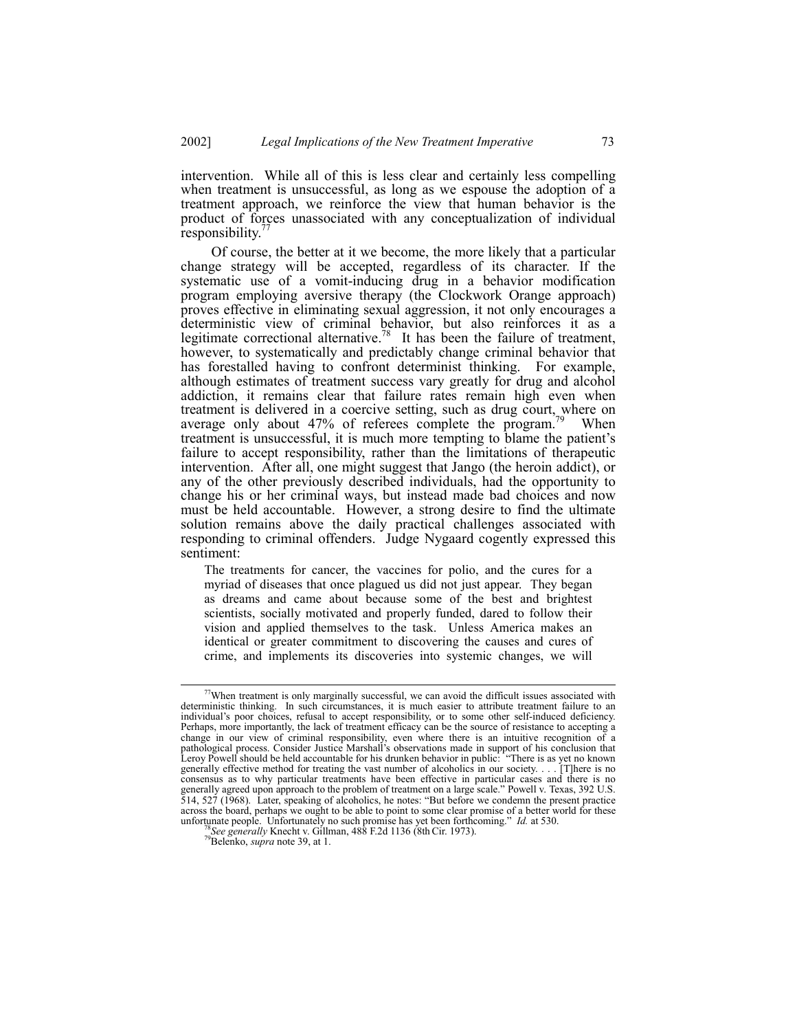intervention. While all of this is less clear and certainly less compelling when treatment is unsuccessful, as long as we espouse the adoption of a treatment approach, we reinforce the view that human behavior is the product of forces unassociated with any conceptualization of individual responsibility.[77]

Of course, the better at it we become, the more likely that a particular change strategy will be accepted, regardless of its character. If the systematic use of a vomit-inducing drug in a behavior modification program employing aversive therapy (the Clockwork Orange approach) proves effective in eliminating sexual aggression, it not only encourages a deterministic view of criminal behavior, but also reinforces it as a legitimate correctional alternative.[78] It has been the failure of treatment, however, to systematically and predictably change criminal behavior that has forestalled having to confront determinist thinking. For example, although estimates of treatment success vary greatly for drug and alcohol addiction, it remains clear that failure rates remain high even when treatment is delivered in a coercive setting, such as drug court, where on average only about 47% of referees complete the program.[79] When treatment is unsuccessful, it is much more tempting to blame the patient's failure to accept responsibility, rather than the limitations of therapeutic intervention. After all, one might suggest that Jango (the heroin addict), or any of the other previously described individuals, had the opportunity to change his or her criminal ways, but instead made bad choices and now must be held accountable. However, a strong desire to find the ultimate solution remains above the daily practical challenges associated with responding to criminal offenders. Judge Nygaard cogently expressed this sentiment:

> The treatments for cancer, the vaccines for polio, and the cures for a myriad of diseases that once plagued us did not just appear. They began as dreams and came about because some of the best and brightest scientists, socially motivated and properly funded, dared to follow their vision and applied themselves to the task. Unless America makes an identical or greater commitment to discovering the causes and cures of crime, and implements its discoveries into systemic changes, we will

---

[77] When treatment is only marginally successful, we can avoid the difficult issues associated with deterministic thinking. In such circumstances, it is much easier to attribute treatment failure to an individual's poor choices, refusal to accept responsibility, or to some other self-induced deficiency. Perhaps, more importantly, the lack of treatment efficacy can be the source of resistance to accepting a change in our view of criminal responsibility, even where there is an intuitive recognition of a pathological process. Consider Justice Marshall's observations made in support of his conclusion that Leroy Powell should be held accountable for his drunken behavior in public: "There is as yet no known generally effective method for treating the vast number of alcoholics in our society. . . . [T]here is no consensus as to why particular treatments have been effective in particular cases and there is no generally agreed upon approach to the problem of treatment on a large scale." Powell v. Texas, 392 U.S. 514, 527 (1968). Later, speaking of alcoholics, he notes: "But before we condemn the present practice across the board, perhaps we ought to be able to point to some clear promise of a better world for these unfortunate people. Unfortunately no such promise has yet been forthcoming." *Id.* at 530.

[78] *See generally* Knecht v. Gillman, 488 F.2d 1136 (8th Cir. 1973).

[79] Belenko, *supra* note 39, at 1.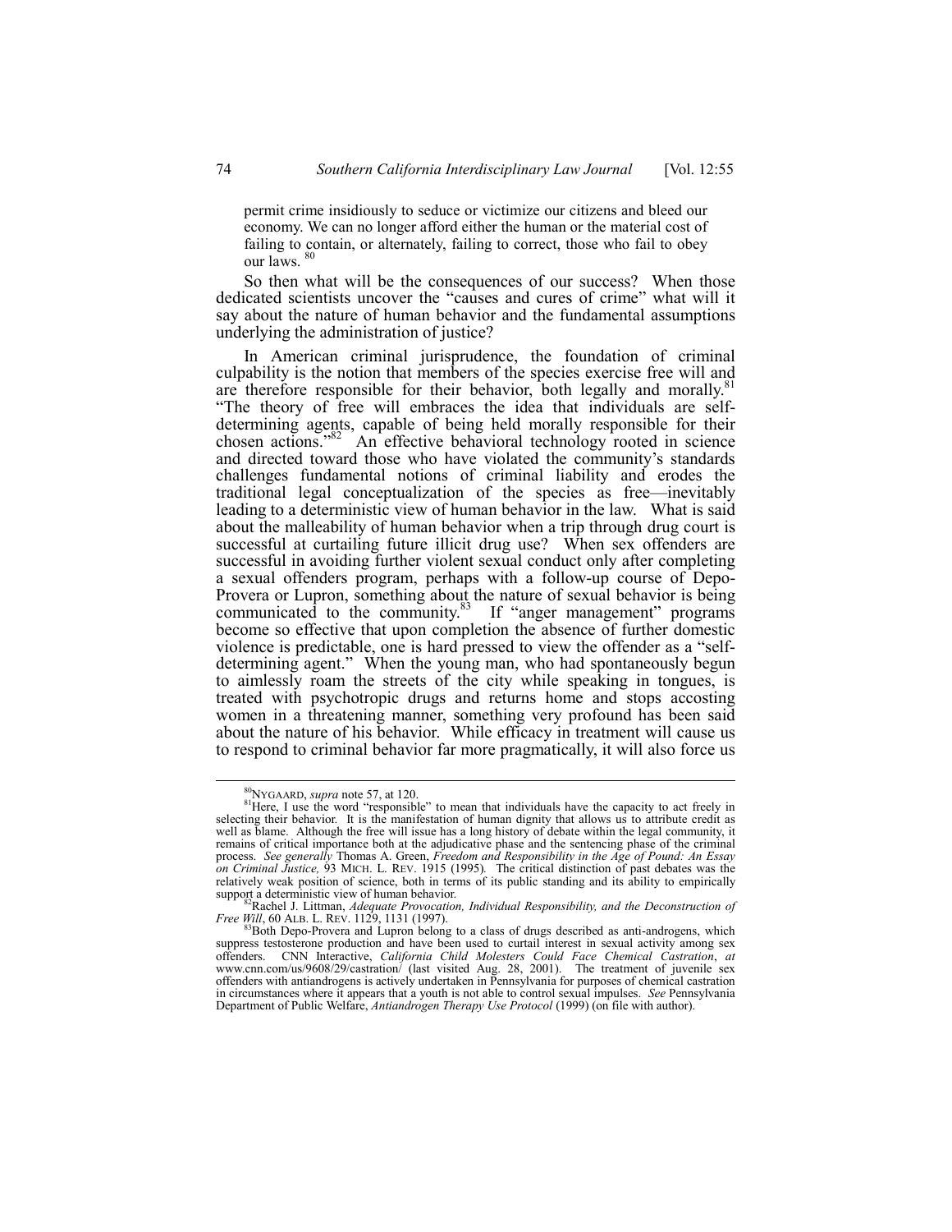permit crime insidiously to seduce or victimize our citizens and bleed our economy. We can no longer afford either the human or the material cost of failing to contain, or alternately, failing to correct, those who fail to obey our laws. [80]

So then what will be the consequences of our success? When those dedicated scientists uncover the "causes and cures of crime" what will it say about the nature of human behavior and the fundamental assumptions underlying the administration of justice?

In American criminal jurisprudence, the foundation of criminal culpability is the notion that members of the species exercise free will and are therefore responsible for their behavior, both legally and morally.[81] "The theory of free will embraces the idea that individuals are self-determining agents, capable of being held morally responsible for their chosen actions."[82] An effective behavioral technology rooted in science and directed toward those who have violated the community's standards challenges fundamental notions of criminal liability and erodes the traditional legal conceptualization of the species as free—inevitably leading to a deterministic view of human behavior in the law. What is said about the malleability of human behavior when a trip through drug court is successful at curtailing future illicit drug use? When sex offenders are successful in avoiding further violent sexual conduct only after completing a sexual offenders program, perhaps with a follow-up course of Depo-Provera or Lupron, something about the nature of sexual behavior is being communicated to the community.[83] If "anger management" programs become so effective that upon completion the absence of further domestic violence is predictable, one is hard pressed to view the offender as a "self-determining agent." When the young man, who had spontaneously begun to aimlessly roam the streets of the city while speaking in tongues, is treated with psychotropic drugs and returns home and stops accosting women in a threatening manner, something very profound has been said about the nature of his behavior. While efficacy in treatment will cause us to respond to criminal behavior far more pragmatically, it will also force us

---

[80] NYGAARD, *supra* note 57, at 120.

[81] Here, I use the word "responsible" to mean that individuals have the capacity to act freely in selecting their behavior. It is the manifestation of human dignity that allows us to attribute credit as well as blame. Although the free will issue has a long history of debate within the legal community, it remains of critical importance both at the adjudicative phase and the sentencing phase of the criminal process. *See generally* Thomas A. Green, *Freedom and Responsibility in the Age of Pound: An Essay on Criminal Justice,* 93 MICH. L. REV. 1915 (1995). The critical distinction of past debates was the relatively weak position of science, both in terms of its public standing and its ability to empirically support a deterministic view of human behavior.

[82] Rachel J. Littman, *Adequate Provocation, Individual Responsibility, and the Deconstruction of Free Will*, 60 ALB. L. REV. 1129, 1131 (1997).

[83] Both Depo-Provera and Lupron belong to a class of drugs described as anti-androgens, which suppress testosterone production and have been used to curtail interest in sexual activity among sex offenders. CNN Interactive, *California Child Molesters Could Face Chemical Castration*, *at* www.cnn.com/us/9608/29/castration/ (last visited Aug. 28, 2001). The treatment of juvenile sex offenders with antiandrogens is actively undertaken in Pennsylvania for purposes of chemical castration in circumstances where it appears that a youth is not able to control sexual impulses. *See* Pennsylvania Department of Public Welfare, *Antiandrogen Therapy Use Protocol* (1999) (on file with author).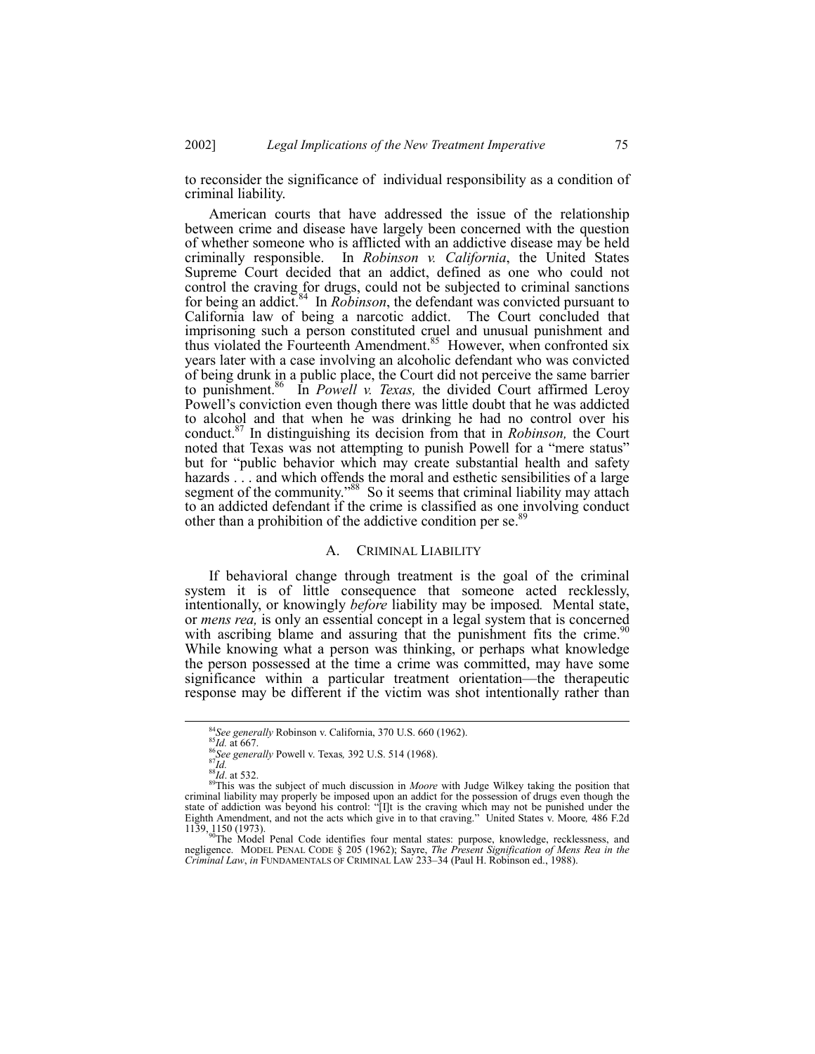to reconsider the significance of individual responsibility as a condition of criminal liability.

American courts that have addressed the issue of the relationship between crime and disease have largely been concerned with the question of whether someone who is afflicted with an addictive disease may be held criminally responsible. In *Robinson v. California*, the United States Supreme Court decided that an addict, defined as one who could not control the craving for drugs, could not be subjected to criminal sanctions for being an addict.[84] In *Robinson*, the defendant was convicted pursuant to California law of being a narcotic addict. The Court concluded that imprisoning such a person constituted cruel and unusual punishment and thus violated the Fourteenth Amendment.[85] However, when confronted six years later with a case involving an alcoholic defendant who was convicted of being drunk in a public place, the Court did not perceive the same barrier to punishment.[86] In *Powell v. Texas,* the divided Court affirmed Leroy Powell's conviction even though there was little doubt that he was addicted to alcohol and that when he was drinking he had no control over his conduct.[87] In distinguishing its decision from that in *Robinson,* the Court noted that Texas was not attempting to punish Powell for a "mere status" but for "public behavior which may create substantial health and safety hazards . . . and which offends the moral and esthetic sensibilities of a large segment of the community."[88] So it seems that criminal liability may attach to an addicted defendant if the crime is classified as one involving conduct other than a prohibition of the addictive condition per se.[89]

## A. CRIMINAL LIABILITY

If behavioral change through treatment is the goal of the criminal system it is of little consequence that someone acted recklessly, intentionally, or knowingly *before* liability may be imposed. Mental state, or *mens rea,* is only an essential concept in a legal system that is concerned with ascribing blame and assuring that the punishment fits the crime.[90] While knowing what a person was thinking, or perhaps what knowledge the person possessed at the time a crime was committed, may have some significance within a particular treatment orientation—the therapeutic response may be different if the victim was shot intentionally rather than

---

[84] *See generally* Robinson v. California, 370 U.S. 660 (1962).

[85] *Id.* at 667.

[86] *See generally* Powell v. Texas*,* 392 U.S. 514 (1968).

[87] *Id.*

[88] *Id*. at 532.

[89] This was the subject of much discussion in *Moore* with Judge Wilkey taking the position that criminal liability may properly be imposed upon an addict for the possession of drugs even though the state of addiction was beyond his control: "[I]t is the craving which may not be punished under the Eighth Amendment, and not the acts which give in to that craving." United States v. Moore*,* 486 F.2d 1139, 1150 (1973).

[90] The Model Penal Code identifies four mental states: purpose, knowledge, recklessness, and negligence. MODEL PENAL CODE § 205 (1962); Sayre, *The Present Signification of Mens Rea in the Criminal Law*, *in* FUNDAMENTALS OF CRIMINAL LAW 233–34 (Paul H. Robinson ed., 1988).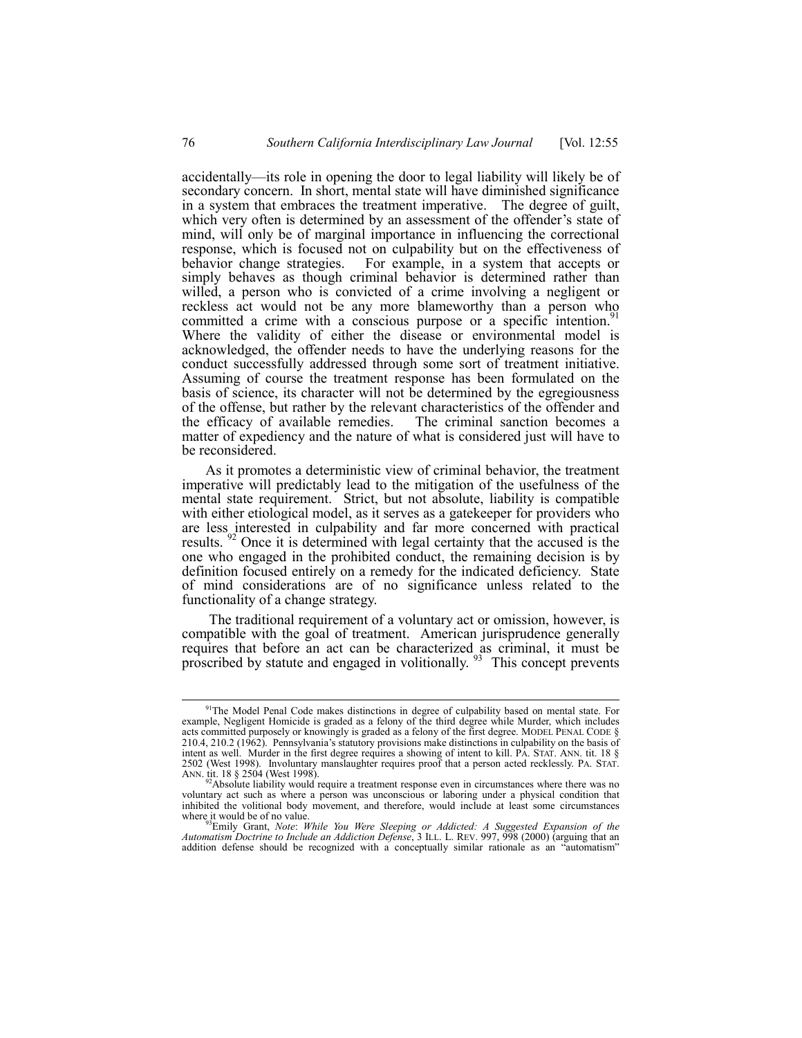accidentally—its role in opening the door to legal liability will likely be of secondary concern. In short, mental state will have diminished significance in a system that embraces the treatment imperative. The degree of guilt, which very often is determined by an assessment of the offender's state of mind, will only be of marginal importance in influencing the correctional response, which is focused not on culpability but on the effectiveness of behavior change strategies. For example, in a system that accepts or simply behaves as though criminal behavior is determined rather than willed, a person who is convicted of a crime involving a negligent or reckless act would not be any more blameworthy than a person who committed a crime with a conscious purpose or a specific intention.[91] Where the validity of either the disease or environmental model is acknowledged, the offender needs to have the underlying reasons for the conduct successfully addressed through some sort of treatment initiative. Assuming of course the treatment response has been formulated on the basis of science, its character will not be determined by the egregiousness of the offense, but rather by the relevant characteristics of the offender and the efficacy of available remedies. The criminal sanction becomes a matter of expediency and the nature of what is considered just will have to be reconsidered.

As it promotes a deterministic view of criminal behavior, the treatment imperative will predictably lead to the mitigation of the usefulness of the mental state requirement. Strict, but not absolute, liability is compatible with either etiological model, as it serves as a gatekeeper for providers who are less interested in culpability and far more concerned with practical results.[92] Once it is determined with legal certainty that the accused is the one who engaged in the prohibited conduct, the remaining decision is by definition focused entirely on a remedy for the indicated deficiency. State of mind considerations are of no significance unless related to the functionality of a change strategy.

The traditional requirement of a voluntary act or omission, however, is compatible with the goal of treatment. American jurisprudence generally requires that before an act can be characterized as criminal, it must be proscribed by statute and engaged in volitionally.[93] This concept prevents

---

[91] The Model Penal Code makes distinctions in degree of culpability based on mental state. For example, Negligent Homicide is graded as a felony of the third degree while Murder, which includes acts committed purposely or knowingly is graded as a felony of the first degree. MODEL PENAL CODE § 210.4, 210.2 (1962). Pennsylvania's statutory provisions make distinctions in culpability on the basis of intent as well. Murder in the first degree requires a showing of intent to kill. PA. STAT. ANN. tit. 18 § 2502 (West 1998). Involuntary manslaughter requires proof that a person acted recklessly. PA. STAT. ANN. tit. 18 § 2504 (West 1998).

[92] Absolute liability would require a treatment response even in circumstances where there was no voluntary act such as where a person was unconscious or laboring under a physical condition that inhibited the volitional body movement, and therefore, would include at least some circumstances where it would be of no value.

[93] Emily Grant, *Note*: *While You Were Sleeping or Addicted: A Suggested Expansion of the Automatism Doctrine to Include an Addiction Defense*, 3 ILL. L. REV. 997, 998 (2000) (arguing that an addition defense should be recognized with a conceptually similar rationale as an "automatism"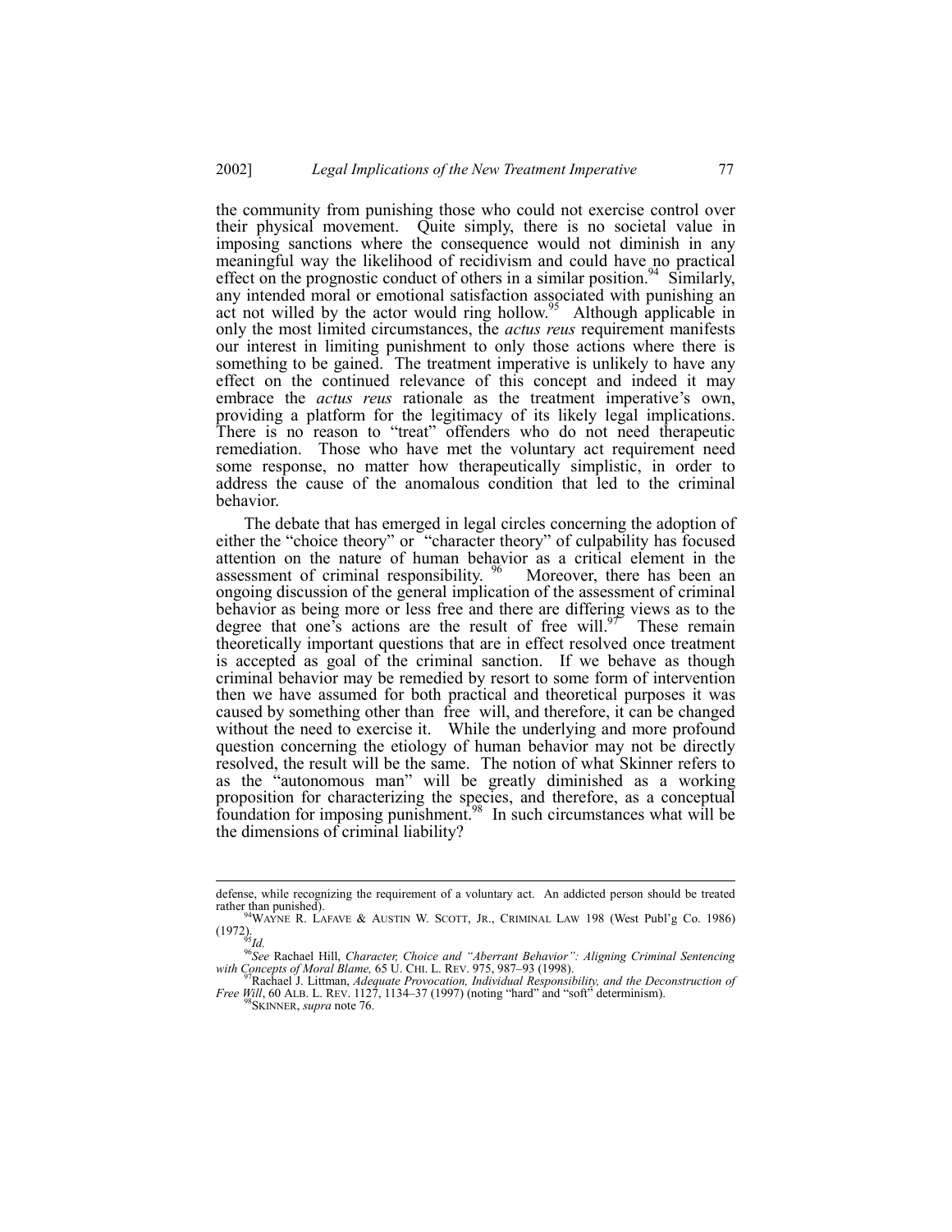the community from punishing those who could not exercise control over their physical movement. Quite simply, there is no societal value in imposing sanctions where the consequence would not diminish in any meaningful way the likelihood of recidivism and could have no practical effect on the prognostic conduct of others in a similar position.[94] Similarly, any intended moral or emotional satisfaction associated with punishing an act not willed by the actor would ring hollow.[95] Although applicable in only the most limited circumstances, the *actus reus* requirement manifests our interest in limiting punishment to only those actions where there is something to be gained. The treatment imperative is unlikely to have any effect on the continued relevance of this concept and indeed it may embrace the *actus reus* rationale as the treatment imperative's own, providing a platform for the legitimacy of its likely legal implications. There is no reason to "treat" offenders who do not need therapeutic remediation. Those who have met the voluntary act requirement need some response, no matter how therapeutically simplistic, in order to address the cause of the anomalous condition that led to the criminal behavior.

The debate that has emerged in legal circles concerning the adoption of either the "choice theory" or "character theory" of culpability has focused attention on the nature of human behavior as a critical element in the assessment of criminal responsibility.[96] Moreover, there has been an ongoing discussion of the general implication of the assessment of criminal behavior as being more or less free and there are differing views as to the degree that one's actions are the result of free will.[97] These remain theoretically important questions that are in effect resolved once treatment is accepted as goal of the criminal sanction. If we behave as though criminal behavior may be remedied by resort to some form of intervention then we have assumed for both practical and theoretical purposes it was caused by something other than free will, and therefore, it can be changed without the need to exercise it. While the underlying and more profound question concerning the etiology of human behavior may not be directly resolved, the result will be the same. The notion of what Skinner refers to as the "autonomous man" will be greatly diminished as a working proposition for characterizing the species, and therefore, as a conceptual foundation for imposing punishment.[98] In such circumstances what will be the dimensions of criminal liability?

---

defense, while recognizing the requirement of a voluntary act. An addicted person should be treated rather than punished).

[94] WAYNE R. LAFAVE & AUSTIN W. SCOTT, JR., CRIMINAL LAW 198 (West Publ'g Co. 1986) (1972).

[95] *Id.*

[96] *See* Rachael Hill, *Character, Choice and "Aberrant Behavior": Aligning Criminal Sentencing with Concepts of Moral Blame,* 65 U. CHI. L. REV. 975, 987–93 (1998).

[97] Rachael J. Littman, *Adequate Provocation, Individual Responsibility, and the Deconstruction of Free Will*, 60 ALB. L. REV. 1127, 1134–37 (1997) (noting "hard" and "soft" determinism).

[98] SKINNER, *supra* note 76.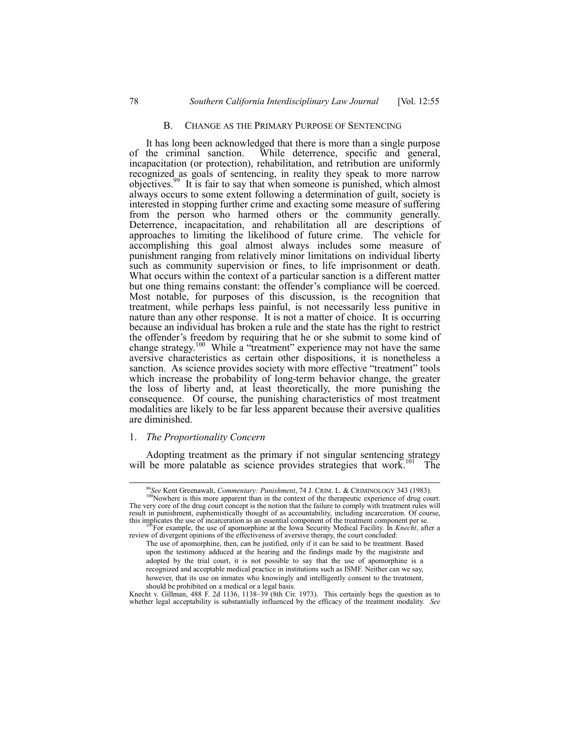### B. CHANGE AS THE PRIMARY PURPOSE OF SENTENCING

It has long been acknowledged that there is more than a single purpose of the criminal sanction. While deterrence, specific and general, incapacitation (or protection), rehabilitation, and retribution are uniformly recognized as goals of sentencing, in reality they speak to more narrow objectives.[99] It is fair to say that when someone is punished, which almost always occurs to some extent following a determination of guilt, society is interested in stopping further crime and exacting some measure of suffering from the person who harmed others or the community generally. Deterrence, incapacitation, and rehabilitation all are descriptions of approaches to limiting the likelihood of future crime. The vehicle for accomplishing this goal almost always includes some measure of punishment ranging from relatively minor limitations on individual liberty such as community supervision or fines, to life imprisonment or death. What occurs within the context of a particular sanction is a different matter but one thing remains constant: the offender's compliance will be coerced. Most notable, for purposes of this discussion, is the recognition that treatment, while perhaps less painful, is not necessarily less punitive in nature than any other response. It is not a matter of choice. It is occurring because an individual has broken a rule and the state has the right to restrict the offender's freedom by requiring that he or she submit to some kind of change strategy.[100] While a "treatment" experience may not have the same aversive characteristics as certain other dispositions, it is nonetheless a sanction. As science provides society with more effective "treatment" tools which increase the probability of long-term behavior change, the greater the loss of liberty and, at least theoretically, the more punishing the consequence. Of course, the punishing characteristics of most treatment modalities are likely to be far less apparent because their aversive qualities are diminished.

#### 1. *The Proportionality Concern*

Adopting treatment as the primary if not singular sentencing strategy will be more palatable as science provides strategies that work.[101] The

---

[99] *See* Kent Greenawalt, *Commentary: Punishment*, 74 J. CRIM. L. & CRIMINOLOGY 343 (1983).

[100] Nowhere is this more apparent than in the context of the therapeutic experience of drug court. The very core of the drug court concept is the notion that the failure to comply with treatment rules will result in punishment, euphemistically thought of as accountability, including incarceration. Of course, this implicates the use of incarceration as an essential component of the treatment component per se.

[101] For example, the use of apomorphine at the Iowa Security Medical Facility. In *Knecht*, after a review of divergent opinions of the effectiveness of aversive therapy, the court concluded:

> The use of apomorphine, then, can be justified, only if it can be said to be treatment. Based upon the testimony adduced at the hearing and the findings made by the magistrate and adopted by the trial court, it is not possible to say that the use of apomorphine is a recognized and acceptable medical practice in institutions such as ISMF. Neither can we say, however, that its use on inmates who knowingly and intelligently consent to the treatment, should be prohibited on a medical or a legal basis.

Knecht v. Gillman, 488 F. 2d 1136, 1138–39 (8th Cir. 1973). This certainly begs the question as to whether legal acceptability is substantially influenced by the efficacy of the treatment modality. *See*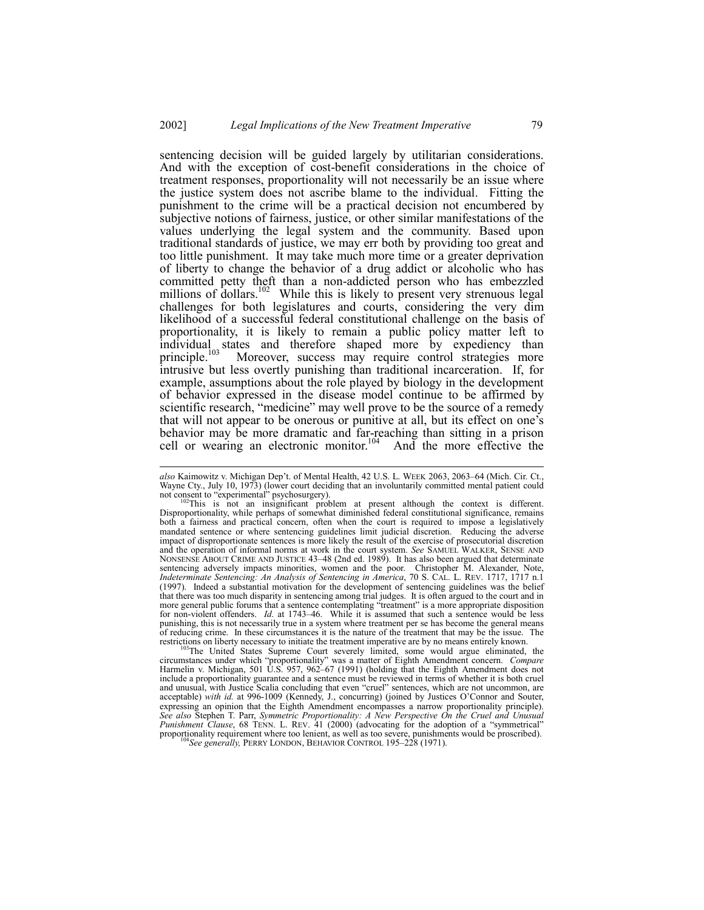sentencing decision will be guided largely by utilitarian considerations. And with the exception of cost-benefit considerations in the choice of treatment responses, proportionality will not necessarily be an issue where the justice system does not ascribe blame to the individual. Fitting the punishment to the crime will be a practical decision not encumbered by subjective notions of fairness, justice, or other similar manifestations of the values underlying the legal system and the community. Based upon traditional standards of justice, we may err both by providing too great and too little punishment. It may take much more time or a greater deprivation of liberty to change the behavior of a drug addict or alcoholic who has committed petty theft than a non-addicted person who has embezzled millions of dollars.[102] While this is likely to present very strenuous legal challenges for both legislatures and courts, considering the very dim likelihood of a successful federal constitutional challenge on the basis of proportionality, it is likely to remain a public policy matter left to individual states and therefore shaped more by expediency than principle.[103] Moreover, success may require control strategies more intrusive but less overtly punishing than traditional incarceration. If, for example, assumptions about the role played by biology in the development of behavior expressed in the disease model continue to be affirmed by scientific research, "medicine" may well prove to be the source of a remedy that will not appear to be onerous or punitive at all, but its effect on one's behavior may be more dramatic and far-reaching than sitting in a prison cell or wearing an electronic monitor.[104] And the more effective the

---

*also* Kaimowitz v. Michigan Dep't. of Mental Health, 42 U.S. L. WEEK 2063, 2063–64 (Mich. Cir. Ct., Wayne Cty., July 10, 1973) (lower court deciding that an involuntarily committed mental patient could not consent to "experimental" psychosurgery).

[102] This is not an insignificant problem at present although the context is different. Disproportionality, while perhaps of somewhat diminished federal constitutional significance, remains both a fairness and practical concern, often when the court is required to impose a legislatively mandated sentence or where sentencing guidelines limit judicial discretion. Reducing the adverse impact of disproportionate sentences is more likely the result of the exercise of prosecutorial discretion and the operation of informal norms at work in the court system. *See* SAMUEL WALKER, SENSE AND NONSENSE ABOUT CRIME AND JUSTICE 43–48 (2nd ed. 1989). It has also been argued that determinate sentencing adversely impacts minorities, women and the poor. Christopher M. Alexander, Note, *Indeterminate Sentencing: An Analysis of Sentencing in America*, 70 S. CAL. L. REV. 1717, 1717 n.1 (1997). Indeed a substantial motivation for the development of sentencing guidelines was the belief that there was too much disparity in sentencing among trial judges. It is often argued to the court and in more general public forums that a sentence contemplating "treatment" is a more appropriate disposition for non-violent offenders. *Id*. at 1743–46. While it is assumed that such a sentence would be less punishing, this is not necessarily true in a system where treatment per se has become the general means of reducing crime. In these circumstances it is the nature of the treatment that may be the issue. The restrictions on liberty necessary to initiate the treatment imperative are by no means entirely known.

[103] The United States Supreme Court severely limited, some would argue eliminated, the circumstances under which "proportionality" was a matter of Eighth Amendment concern. *Compare* Harmelin v. Michigan, 501 U.S. 957, 962–67 (1991) (holding that the Eighth Amendment does not include a proportionality guarantee and a sentence must be reviewed in terms of whether it is both cruel and unusual, with Justice Scalia concluding that even "cruel" sentences, which are not uncommon, are acceptable) *with id.* at 996-1009 (Kennedy, J., concurring) (joined by Justices O'Connor and Souter, expressing an opinion that the Eighth Amendment encompasses a narrow proportionality principle). *See also* Stephen T. Parr, *Symmetric Proportionality: A New Perspective On the Cruel and Unusual Punishment Clause*, 68 TENN. L. REV. 41 (2000) (advocating for the adoption of a "symmetrical" proportionality requirement where too lenient, as well as too severe, punishments would be proscribed).

[104] *See generally,* PERRY LONDON, BEHAVIOR CONTROL 195–228 (1971).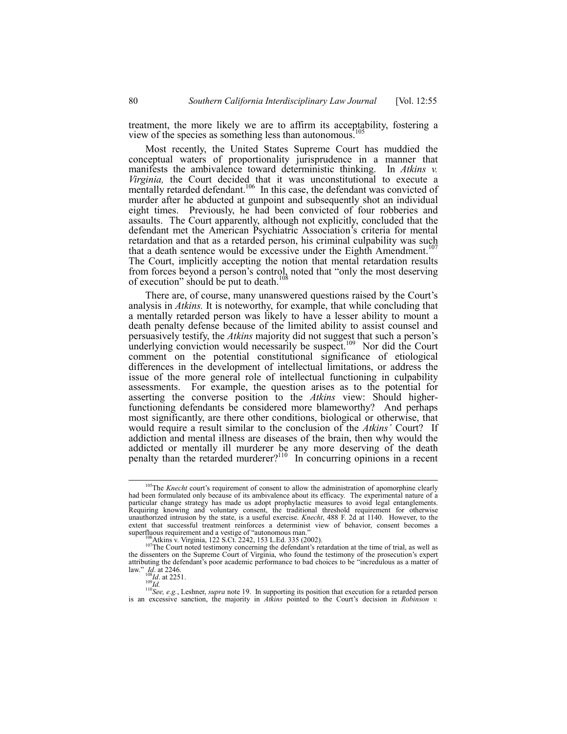treatment, the more likely we are to affirm its acceptability, fostering a view of the species as something less than autonomous.[105]

Most recently, the United States Supreme Court has muddied the conceptual waters of proportionality jurisprudence in a manner that manifests the ambivalence toward deterministic thinking. In *Atkins v. Virginia,* the Court decided that it was unconstitutional to execute a mentally retarded defendant.[106] In this case, the defendant was convicted of murder after he abducted at gunpoint and subsequently shot an individual eight times. Previously, he had been convicted of four robberies and assaults. The Court apparently, although not explicitly, concluded that the defendant met the American Psychiatric Association's criteria for mental retardation and that as a retarded person, his criminal culpability was such that a death sentence would be excessive under the Eighth Amendment.[107] The Court, implicitly accepting the notion that mental retardation results from forces beyond a person's control, noted that "only the most deserving of execution" should be put to death.[108]

There are, of course, many unanswered questions raised by the Court's analysis in *Atkins.* It is noteworthy, for example, that while concluding that a mentally retarded person was likely to have a lesser ability to mount a death penalty defense because of the limited ability to assist counsel and persuasively testify, the *Atkins* majority did not suggest that such a person's underlying conviction would necessarily be suspect.[109] Nor did the Court comment on the potential constitutional significance of etiological differences in the development of intellectual limitations, or address the issue of the more general role of intellectual functioning in culpability assessments. For example, the question arises as to the potential for asserting the converse position to the *Atkins* view: Should higher-functioning defendants be considered more blameworthy? And perhaps most significantly, are there other conditions, biological or otherwise, that would require a result similar to the conclusion of the *Atkins'* Court? If addiction and mental illness are diseases of the brain, then why would the addicted or mentally ill murderer be any more deserving of the death penalty than the retarded murderer?[110] In concurring opinions in a recent

---

[105]The *Knecht* court's requirement of consent to allow the administration of apomorphine clearly had been formulated only because of its ambivalence about its efficacy. The experimental nature of a particular change strategy has made us adopt prophylactic measures to avoid legal entanglements. Requiring knowing and voluntary consent, the traditional threshold requirement for otherwise unauthorized intrusion by the state, is a useful exercise. *Knecht*, 488 F. 2d at 1140. However, to the extent that successful treatment reinforces a determinist view of behavior, consent becomes a superfluous requirement and a vestige of "autonomous man."

[106]Atkins v. Virginia, 122 S.Ct. 2242, 153 L.Ed. 335 (2002).

[107]The Court noted testimony concerning the defendant's retardation at the time of trial, as well as the dissenters on the Supreme Court of Virginia, who found the testimony of the prosecution's expert attributing the defendant's poor academic performance to bad choices to be "incredulous as a matter of law." *Id*. at 2246.

[108]*Id*. at 2251.

[109]*Id.*

[110]*See, e.g.*, Leshner, *supra* note 19. In supporting its position that execution for a retarded person is an excessive sanction, the majority in *Atkins* pointed to the Court's decision in *Robinson v.*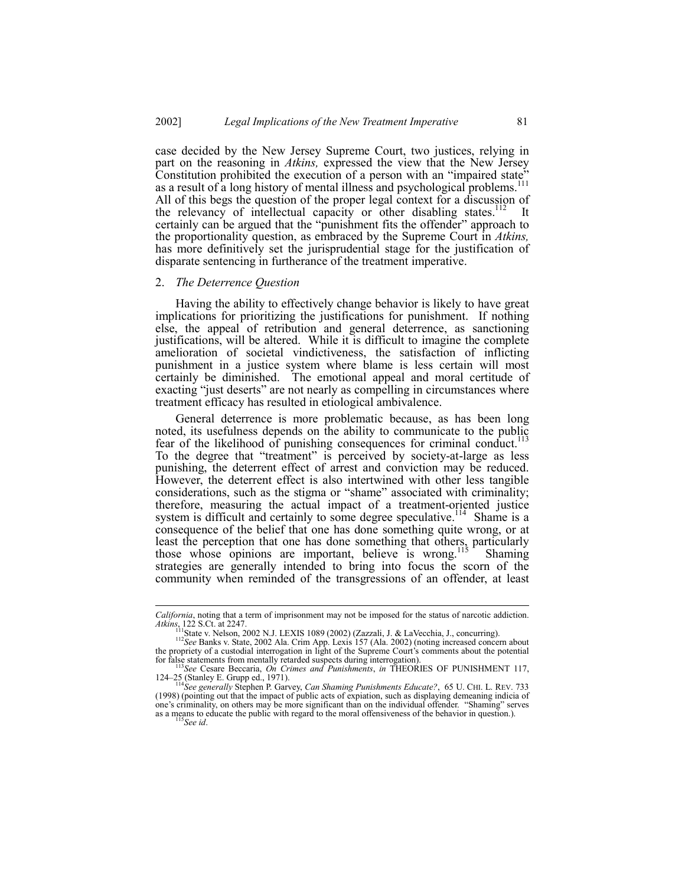case decided by the New Jersey Supreme Court, two justices, relying in part on the reasoning in *Atkins,* expressed the view that the New Jersey Constitution prohibited the execution of a person with an "impaired state" as a result of a long history of mental illness and psychological problems.[111] All of this begs the question of the proper legal context for a discussion of the relevancy of intellectual capacity or other disabling states.[112] It certainly can be argued that the "punishment fits the offender" approach to the proportionality question, as embraced by the Supreme Court in *Atkins,* has more definitively set the jurisprudential stage for the justification of disparate sentencing in furtherance of the treatment imperative.

## 2. *The Deterrence Question*

Having the ability to effectively change behavior is likely to have great implications for prioritizing the justifications for punishment. If nothing else, the appeal of retribution and general deterrence, as sanctioning justifications, will be altered. While it is difficult to imagine the complete amelioration of societal vindictiveness, the satisfaction of inflicting punishment in a justice system where blame is less certain will most certainly be diminished. The emotional appeal and moral certitude of exacting "just deserts" are not nearly as compelling in circumstances where treatment efficacy has resulted in etiological ambivalence.

General deterrence is more problematic because, as has been long noted, its usefulness depends on the ability to communicate to the public fear of the likelihood of punishing consequences for criminal conduct.[113] To the degree that "treatment" is perceived by society-at-large as less punishing, the deterrent effect of arrest and conviction may be reduced. However, the deterrent effect is also intertwined with other less tangible considerations, such as the stigma or "shame" associated with criminality; therefore, measuring the actual impact of a treatment-oriented justice system is difficult and certainly to some degree speculative.[114] Shame is a consequence of the belief that one has done something quite wrong, or at least the perception that one has done something that others, particularly those whose opinions are important, believe is wrong.[115] Shaming strategies are generally intended to bring into focus the scorn of the community when reminded of the transgressions of an offender, at least

---

*California*, noting that a term of imprisonment may not be imposed for the status of narcotic addiction. *Atkins*, 122 S.Ct. at 2247.

[111] State v. Nelson, 2002 N.J. LEXIS 1089 (2002) (Zazzali, J. & LaVecchia, J., concurring).

[112] *See* Banks v. State, 2002 Ala. Crim App. Lexis 157 (Ala. 2002) (noting increased concern about the propriety of a custodial interrogation in light of the Supreme Court's comments about the potential for false statements from mentally retarded suspects during interrogation).

[113] *See* Cesare Beccaria, *On Crimes and Punishments*, *in* THEORIES OF PUNISHMENT 117, 124–25 (Stanley E. Grupp ed., 1971).

[114] *See generally* Stephen P. Garvey, *Can Shaming Punishments Educate?*, 65 U. CHI. L. REV. 733 (1998) (pointing out that the impact of public acts of expiation, such as displaying demeaning indicia of one's criminality, on others may be more significant than on the individual offender. "Shaming" serves as a means to educate the public with regard to the moral offensiveness of the behavior in question.).

[115] *See id*.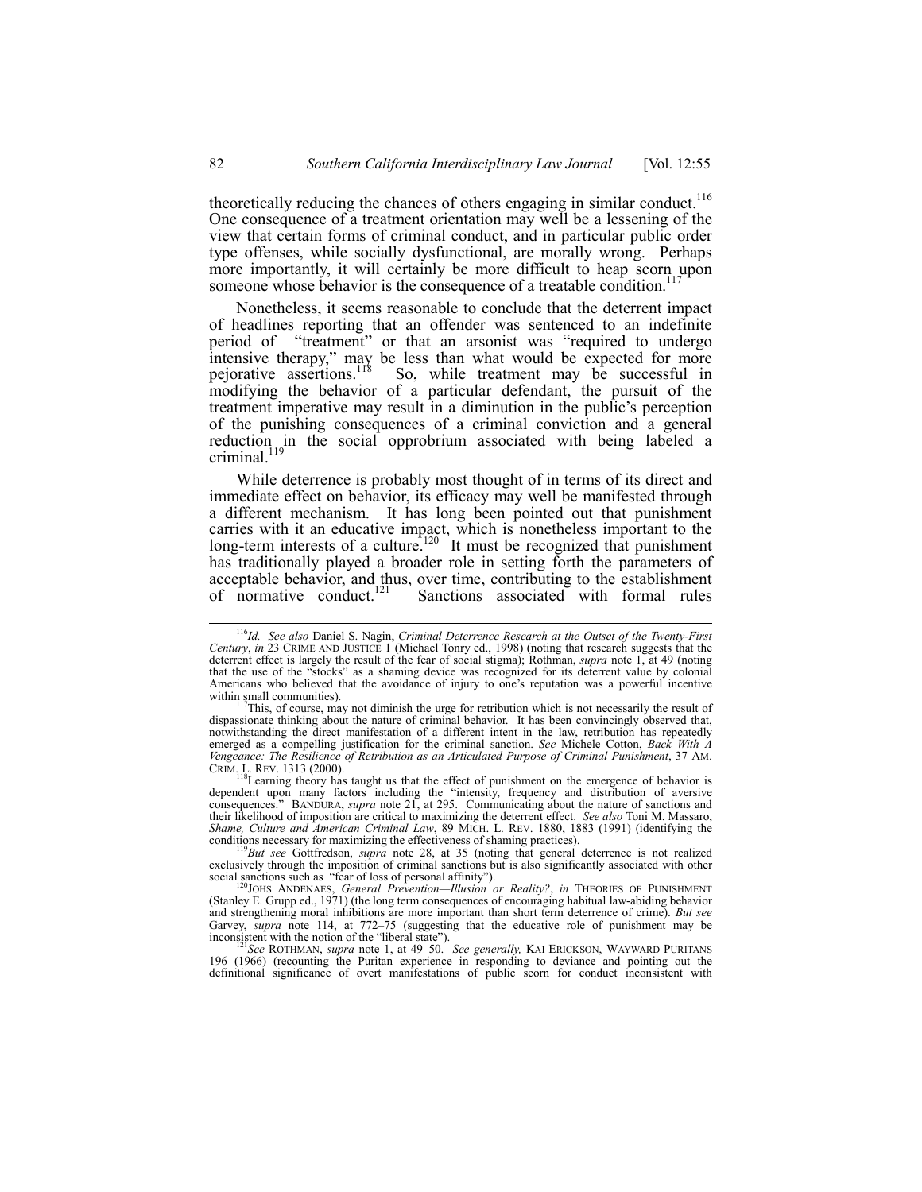theoretically reducing the chances of others engaging in similar conduct.[116] One consequence of a treatment orientation may well be a lessening of the view that certain forms of criminal conduct, and in particular public order type offenses, while socially dysfunctional, are morally wrong. Perhaps more importantly, it will certainly be more difficult to heap scorn upon someone whose behavior is the consequence of a treatable condition.[117]

Nonetheless, it seems reasonable to conclude that the deterrent impact of headlines reporting that an offender was sentenced to an indefinite period of "treatment" or that an arsonist was "required to undergo intensive therapy," may be less than what would be expected for more pejorative assertions.[118] So, while treatment may be successful in modifying the behavior of a particular defendant, the pursuit of the treatment imperative may result in a diminution in the public's perception of the punishing consequences of a criminal conviction and a general reduction in the social opprobrium associated with being labeled a criminal.[119]

While deterrence is probably most thought of in terms of its direct and immediate effect on behavior, its efficacy may well be manifested through a different mechanism. It has long been pointed out that punishment carries with it an educative impact, which is nonetheless important to the long-term interests of a culture.[120] It must be recognized that punishment has traditionally played a broader role in setting forth the parameters of acceptable behavior, and thus, over time, contributing to the establishment of normative conduct.[121] Sanctions associated with formal rules

---

[116] *Id. See also* Daniel S. Nagin, *Criminal Deterrence Research at the Outset of the Twenty-First Century*, *in* 23 CRIME AND JUSTICE 1 (Michael Tonry ed., 1998) (noting that research suggests that the deterrent effect is largely the result of the fear of social stigma); Rothman, *supra* note 1, at 49 (noting that the use of the "stocks" as a shaming device was recognized for its deterrent value by colonial Americans who believed that the avoidance of injury to one's reputation was a powerful incentive within small communities).

[117] This, of course, may not diminish the urge for retribution which is not necessarily the result of dispassionate thinking about the nature of criminal behavior. It has been convincingly observed that, notwithstanding the direct manifestation of a different intent in the law, retribution has repeatedly emerged as a compelling justification for the criminal sanction. *See* Michele Cotton, *Back With A Vengeance: The Resilience of Retribution as an Articulated Purpose of Criminal Punishment*, 37 AM. CRIM. L. REV. 1313 (2000).

[118] Learning theory has taught us that the effect of punishment on the emergence of behavior is dependent upon many factors including the "intensity, frequency and distribution of aversive consequences." BANDURA, *supra* note 21, at 295. Communicating about the nature of sanctions and their likelihood of imposition are critical to maximizing the deterrent effect. *See also* Toni M. Massaro, *Shame, Culture and American Criminal Law*, 89 MICH. L. REV. 1880, 1883 (1991) (identifying the conditions necessary for maximizing the effectiveness of shaming practices).

[119] *But see* Gottfredson, *supra* note 28, at 35 (noting that general deterrence is not realized exclusively through the imposition of criminal sanctions but is also significantly associated with other social sanctions such as "fear of loss of personal affinity").

[120] JOHS ANDENAES, *General Prevention—Illusion or Reality?*, *in* THEORIES OF PUNISHMENT (Stanley E. Grupp ed., 1971) (the long term consequences of encouraging habitual law-abiding behavior and strengthening moral inhibitions are more important than short term deterrence of crime). *But see* Garvey, *supra* note 114, at 772–75 (suggesting that the educative role of punishment may be inconsistent with the notion of the "liberal state").

[121] *See* ROTHMAN, *supra* note 1, at 49–50. *See generally,* KAI ERICKSON, WAYWARD PURITANS 196 (1966) (recounting the Puritan experience in responding to deviance and pointing out the definitional significance of overt manifestations of public scorn for conduct inconsistent with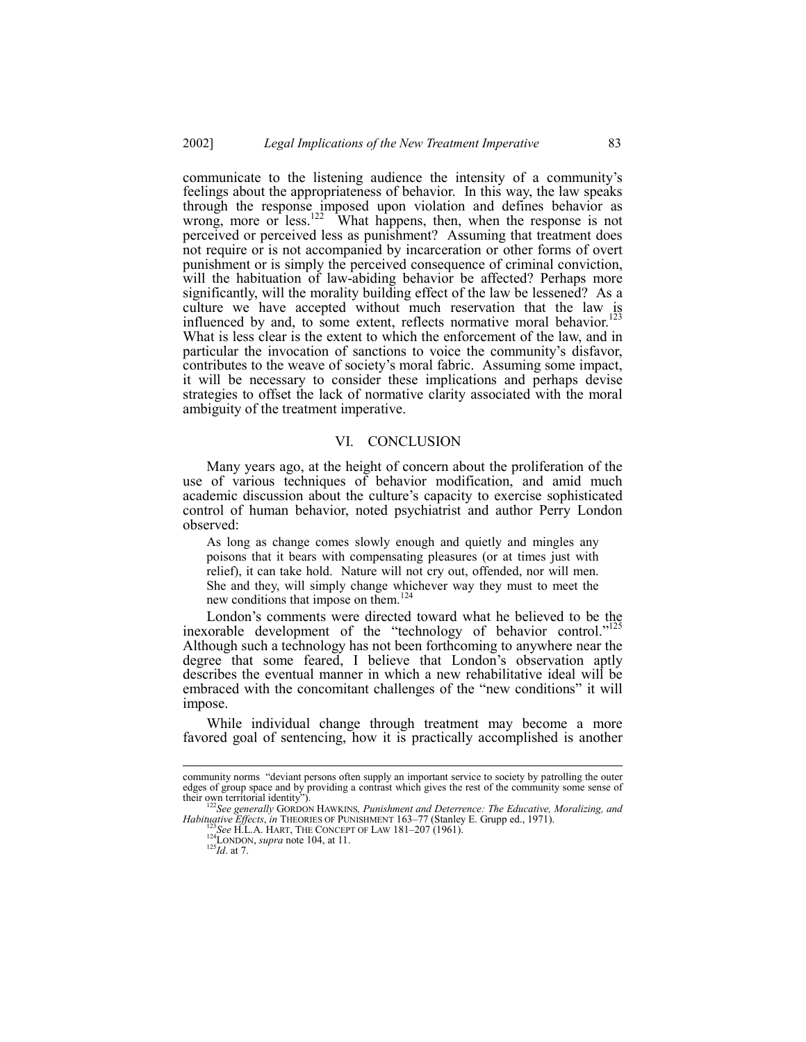communicate to the listening audience the intensity of a community's feelings about the appropriateness of behavior. In this way, the law speaks through the response imposed upon violation and defines behavior as wrong, more or less.[122] What happens, then, when the response is not perceived or perceived less as punishment? Assuming that treatment does not require or is not accompanied by incarceration or other forms of overt punishment or is simply the perceived consequence of criminal conviction, will the habituation of law-abiding behavior be affected? Perhaps more significantly, will the morality building effect of the law be lessened? As a culture we have accepted without much reservation that the law is influenced by and, to some extent, reflects normative moral behavior.[123] What is less clear is the extent to which the enforcement of the law, and in particular the invocation of sanctions to voice the community's disfavor, contributes to the weave of society's moral fabric. Assuming some impact, it will be necessary to consider these implications and perhaps devise strategies to offset the lack of normative clarity associated with the moral ambiguity of the treatment imperative.

## VI. CONCLUSION

Many years ago, at the height of concern about the proliferation of the use of various techniques of behavior modification, and amid much academic discussion about the culture's capacity to exercise sophisticated control of human behavior, noted psychiatrist and author Perry London observed:

> As long as change comes slowly enough and quietly and mingles any poisons that it bears with compensating pleasures (or at times just with relief), it can take hold. Nature will not cry out, offended, nor will men. She and they, will simply change whichever way they must to meet the new conditions that impose on them.[124]

London's comments were directed toward what he believed to be the inexorable development of the "technology of behavior control."[125] Although such a technology has not been forthcoming to anywhere near the degree that some feared, I believe that London's observation aptly describes the eventual manner in which a new rehabilitative ideal will be embraced with the concomitant challenges of the "new conditions" it will impose.

While individual change through treatment may become a more favored goal of sentencing, how it is practically accomplished is another

---

community norms "deviant persons often supply an important service to society by patrolling the outer edges of group space and by providing a contrast which gives the rest of the community some sense of their own territorial identity").

[122] *See generally* GORDON HAWKINS, *Punishment and Deterrence: The Educative, Moralizing, and Habituative Effects*, *in* THEORIES OF PUNISHMENT 163–77 (Stanley E. Grupp ed., 1971).

[123] *See* H.L.A. HART, THE CONCEPT OF LAW 181–207 (1961).

[124] LONDON, *supra* note 104, at 11.

[125] *Id*. at 7.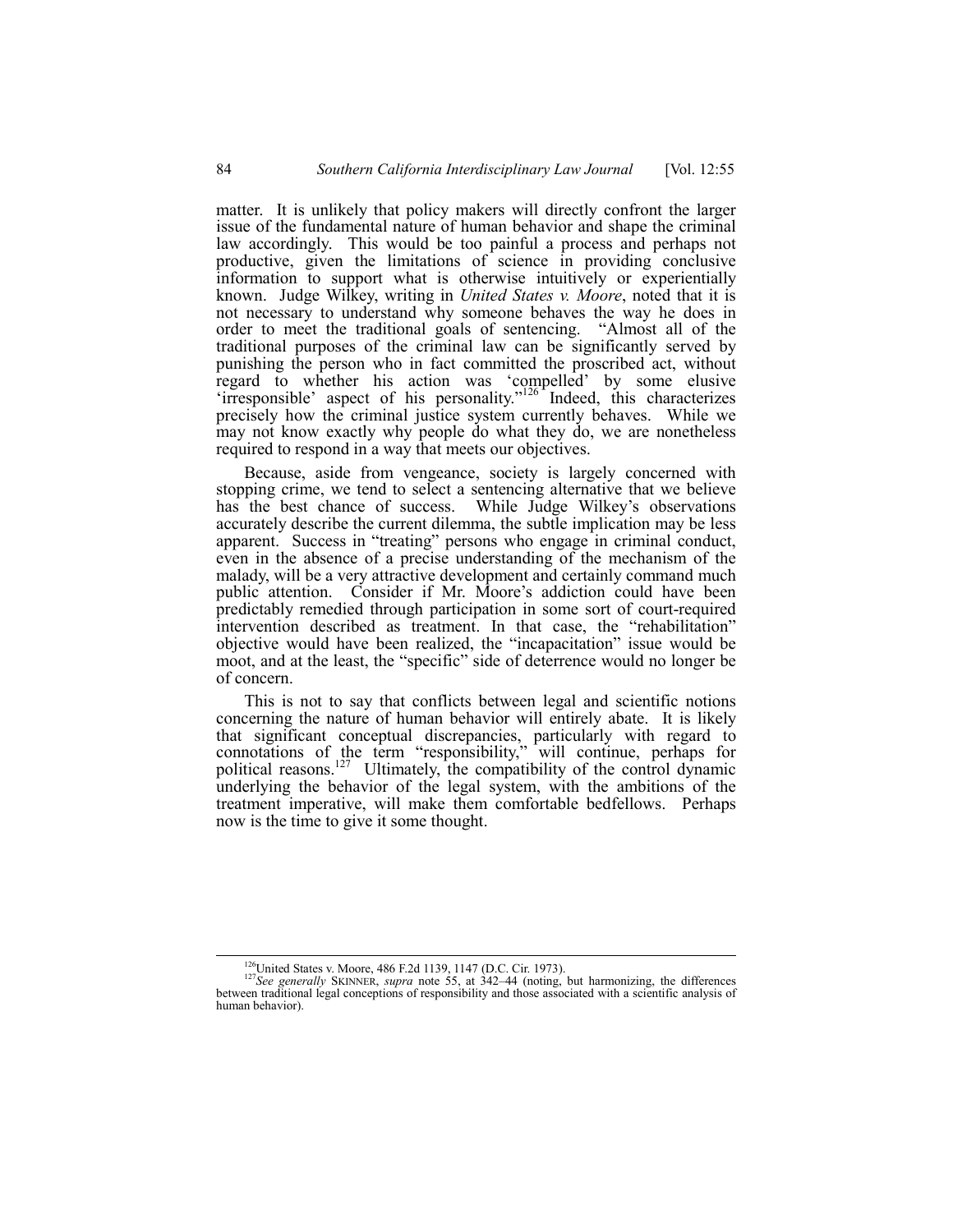matter. It is unlikely that policy makers will directly confront the larger issue of the fundamental nature of human behavior and shape the criminal law accordingly. This would be too painful a process and perhaps not productive, given the limitations of science in providing conclusive information to support what is otherwise intuitively or experientially known. Judge Wilkey, writing in *United States v. Moore*, noted that it is not necessary to understand why someone behaves the way he does in order to meet the traditional goals of sentencing. "Almost all of the traditional purposes of the criminal law can be significantly served by punishing the person who in fact committed the proscribed act, without regard to whether his action was 'compelled' by some elusive 'irresponsible' aspect of his personality."[126] Indeed, this characterizes precisely how the criminal justice system currently behaves. While we may not know exactly why people do what they do, we are nonetheless required to respond in a way that meets our objectives.

Because, aside from vengeance, society is largely concerned with stopping crime, we tend to select a sentencing alternative that we believe has the best chance of success. While Judge Wilkey's observations accurately describe the current dilemma, the subtle implication may be less apparent. Success in "treating" persons who engage in criminal conduct, even in the absence of a precise understanding of the mechanism of the malady, will be a very attractive development and certainly command much public attention. Consider if Mr. Moore's addiction could have been predictably remedied through participation in some sort of court-required intervention described as treatment. In that case, the "rehabilitation" objective would have been realized, the "incapacitation" issue would be moot, and at the least, the "specific" side of deterrence would no longer be of concern.

This is not to say that conflicts between legal and scientific notions concerning the nature of human behavior will entirely abate. It is likely that significant conceptual discrepancies, particularly with regard to connotations of the term "responsibility," will continue, perhaps for political reasons.[127] Ultimately, the compatibility of the control dynamic underlying the behavior of the legal system, with the ambitions of the treatment imperative, will make them comfortable bedfellows. Perhaps now is the time to give it some thought.

---

[126] United States v. Moore, 486 F.2d 1139, 1147 (D.C. Cir. 1973).

[127] *See generally* SKINNER, *supra* note 55, at 342–44 (noting, but harmonizing, the differences between traditional legal conceptions of responsibility and those associated with a scientific analysis of human behavior).